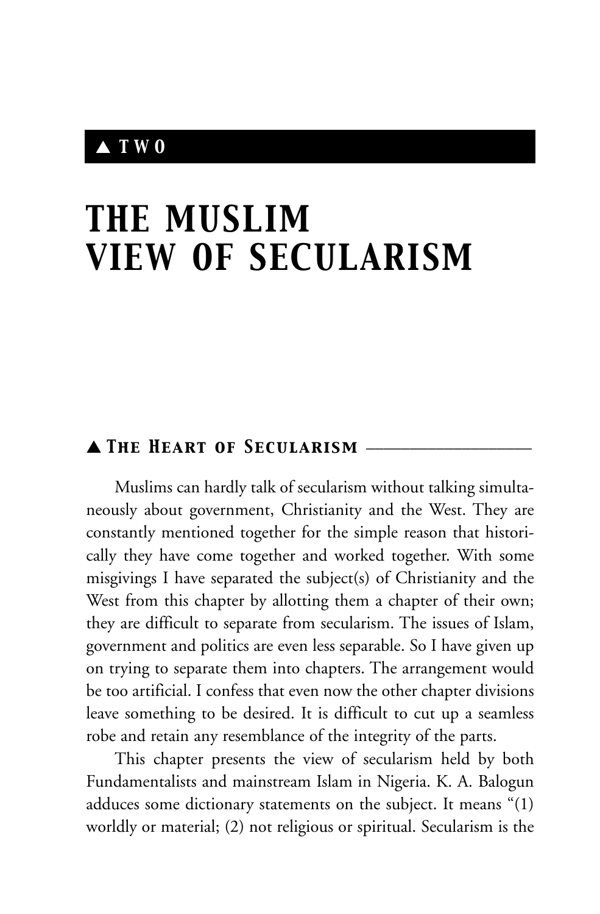## ▲ TWO

# THE MUSLIM VIEW OF SECULARISM

### ▲ *The Heart of Secularism*

Muslims can hardly talk of secularism without talking simultaneously about government, Christianity and the West. They are constantly mentioned together for the simple reason that historically they have come together and worked together. With some misgivings I have separated the subject(s) of Christianity and the West from this chapter by allotting them a chapter of their own; they are difficult to separate from secularism. The issues of Islam, government and politics are even less separable. So I have given up on trying to separate them into chapters. The arrangement would be too artificial. I confess that even now the other chapter divisions leave something to be desired. It is difficult to cut up a seamless robe and retain any resemblance of the integrity of the parts.

This chapter presents the view of secularism held by both Fundamentalists and mainstream Islam in Nigeria. K. A. Balogun adduces some dictionary statements on the subject. It means "(1) worldly or material; (2) not religious or spiritual. Secularism is the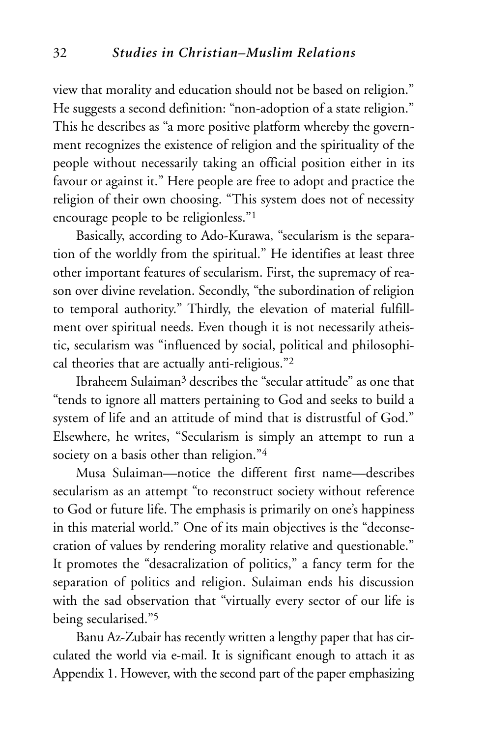view that morality and education should not be based on religion." He suggests a second definition: "non-adoption of a state religion." This he describes as "a more positive platform whereby the government recognizes the existence of religion and the spirituality of the people without necessarily taking an official position either in its favour or against it." Here people are free to adopt and practice the religion of their own choosing. "This system does not of necessity encourage people to be religionless."[1]

Basically, according to Ado-Kurawa, "secularism is the separation of the worldly from the spiritual." He identifies at least three other important features of secularism. First, the supremacy of reason over divine revelation. Secondly, "the subordination of religion to temporal authority." Thirdly, the elevation of material fulfillment over spiritual needs. Even though it is not necessarily atheistic, secularism was "influenced by social, political and philosophical theories that are actually anti-religious."[2]

Ibraheem Sulaiman[3] describes the "secular attitude" as one that "tends to ignore all matters pertaining to God and seeks to build a system of life and an attitude of mind that is distrustful of God." Elsewhere, he writes, "Secularism is simply an attempt to run a society on a basis other than religion."[4]

Musa Sulaiman—notice the different first name—describes secularism as an attempt "to reconstruct society without reference to God or future life. The emphasis is primarily on one's happiness in this material world." One of its main objectives is the "deconsecration of values by rendering morality relative and questionable." It promotes the "desacralization of politics," a fancy term for the separation of politics and religion. Sulaiman ends his discussion with the sad observation that "virtually every sector of our life is being secularised."[5]

Banu Az-Zubair has recently written a lengthy paper that has circulated the world via e-mail. It is significant enough to attach it as Appendix 1. However, with the second part of the paper emphasizing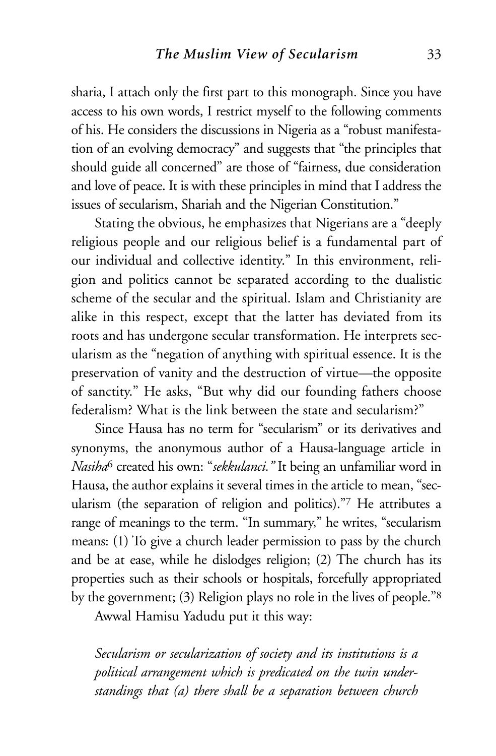sharia, I attach only the first part to this monograph. Since you have access to his own words, I restrict myself to the following comments of his. He considers the discussions in Nigeria as a "robust manifestation of an evolving democracy" and suggests that "the principles that should guide all concerned" are those of "fairness, due consideration and love of peace. It is with these principles in mind that I address the issues of secularism, Shariah and the Nigerian Constitution."

Stating the obvious, he emphasizes that Nigerians are a "deeply religious people and our religious belief is a fundamental part of our individual and collective identity." In this environment, religion and politics cannot be separated according to the dualistic scheme of the secular and the spiritual. Islam and Christianity are alike in this respect, except that the latter has deviated from its roots and has undergone secular transformation. He interprets secularism as the "negation of anything with spiritual essence. It is the preservation of vanity and the destruction of virtue—the opposite of sanctity." He asks, "But why did our founding fathers choose federalism? What is the link between the state and secularism?"

Since Hausa has no term for "secularism" or its derivatives and synonyms, the anonymous author of a Hausa-language article in *Nasiha*[6] created his own: "*sekkulanci.*" It being an unfamiliar word in Hausa, the author explains it several times in the article to mean, "secularism (the separation of religion and politics)."[7] He attributes a range of meanings to the term. "In summary," he writes, "secularism means: (1) To give a church leader permission to pass by the church and be at ease, while he dislodges religion; (2) The church has its properties such as their schools or hospitals, forcefully appropriated by the government; (3) Religion plays no role in the lives of people."[8]

Awwal Hamisu Yadudu put it this way:

> *Secularism or secularization of society and its institutions is a political arrangement which is predicated on the twin understandings that (a) there shall be a separation between church*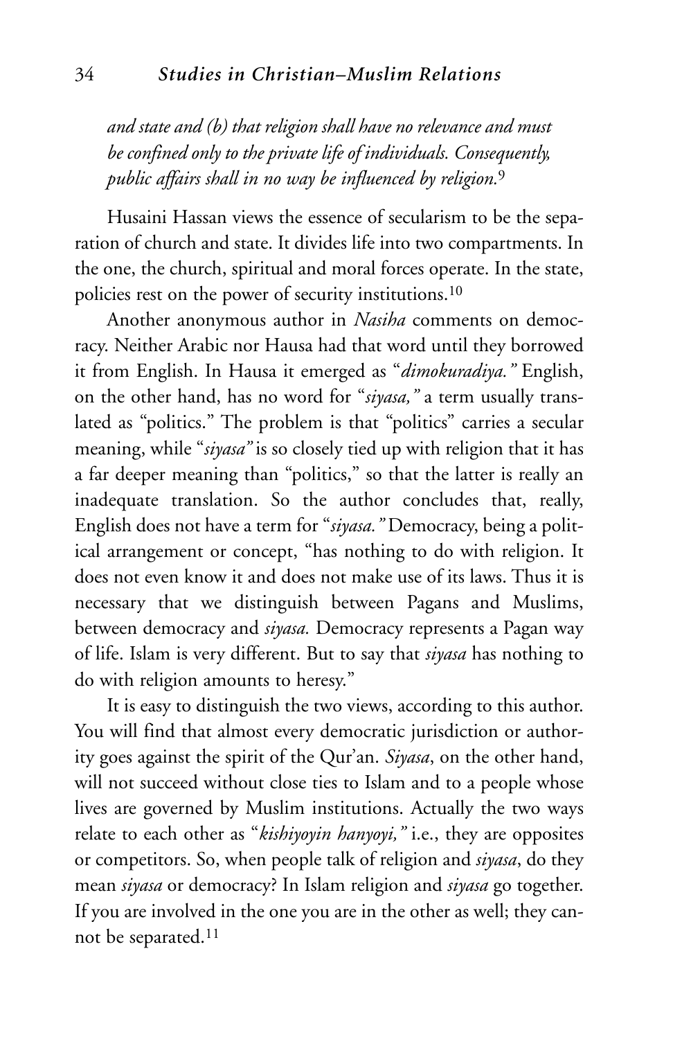*and state and (b) that religion shall have no relevance and must be confined only to the private life of individuals. Consequently, public affairs shall in no way be influenced by religion.*[9]

Husaini Hassan views the essence of secularism to be the separation of church and state. It divides life into two compartments. In the one, the church, spiritual and moral forces operate. In the state, policies rest on the power of security institutions.[10]

Another anonymous author in *Nasiha* comments on democracy. Neither Arabic nor Hausa had that word until they borrowed it from English. In Hausa it emerged as "*dimokuradiya.*" English, on the other hand, has no word for "*siyasa,*" a term usually translated as "politics." The problem is that "politics" carries a secular meaning, while "*siyasa*" is so closely tied up with religion that it has a far deeper meaning than "politics," so that the latter is really an inadequate translation. So the author concludes that, really, English does not have a term for "*siyasa.*" Democracy, being a political arrangement or concept, "has nothing to do with religion. It does not even know it and does not make use of its laws. Thus it is necessary that we distinguish between Pagans and Muslims, between democracy and *siyasa.* Democracy represents a Pagan way of life. Islam is very different. But to say that *siyasa* has nothing to do with religion amounts to heresy."

It is easy to distinguish the two views, according to this author. You will find that almost every democratic jurisdiction or authority goes against the spirit of the Qur'an. *Siyasa*, on the other hand, will not succeed without close ties to Islam and to a people whose lives are governed by Muslim institutions. Actually the two ways relate to each other as "*kishiyoyin hanyoyi,*" i.e., they are opposites or competitors. So, when people talk of religion and *siyasa*, do they mean *siyasa* or democracy? In Islam religion and *siyasa* go together. If you are involved in the one you are in the other as well; they cannot be separated.[11]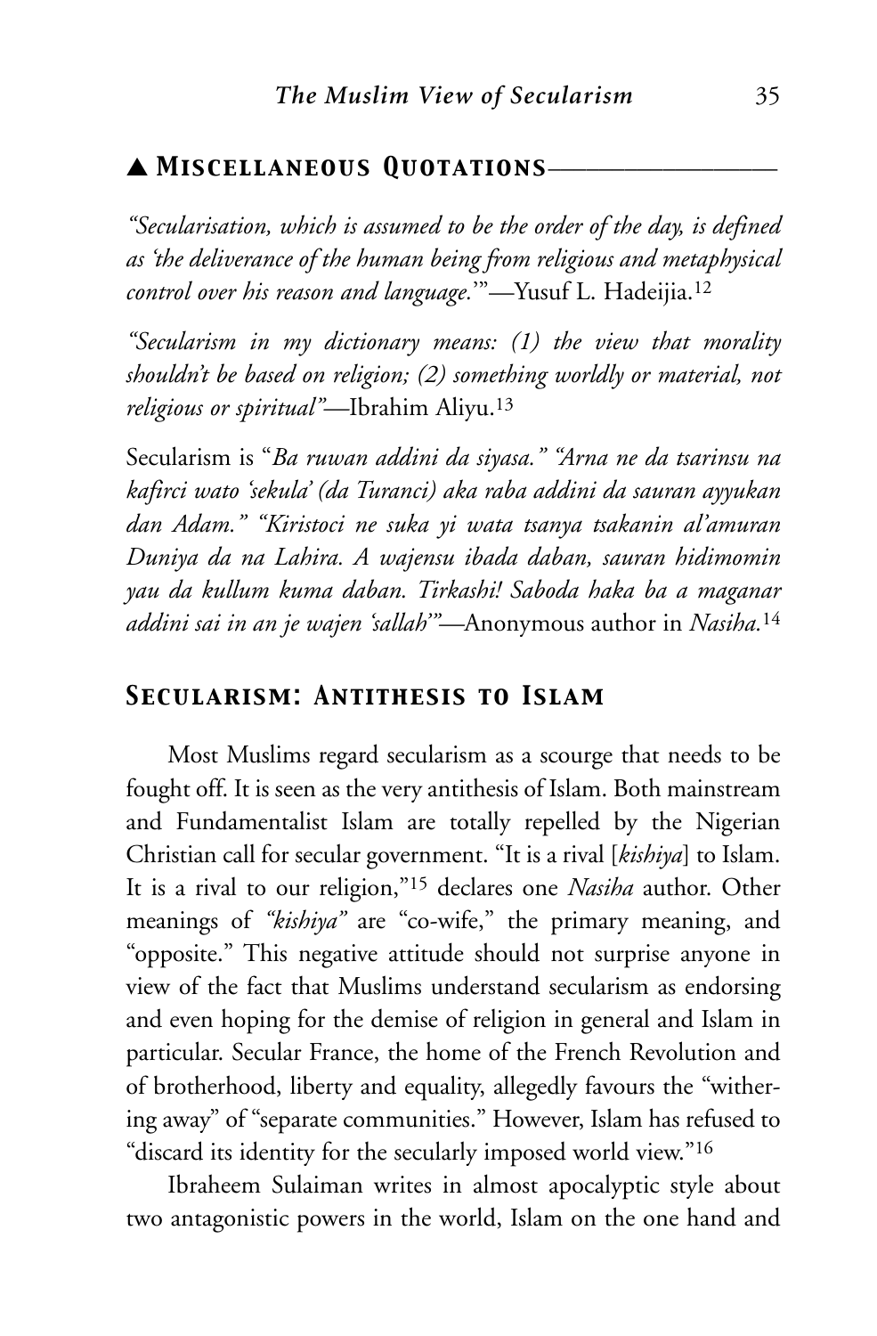## ▲ Miscellaneous Quotations

*"Secularisation, which is assumed to be the order of the day, is defined as 'the deliverance of the human being from religious and metaphysical control over his reason and language.'"*—Yusuf L. Hadeijia.[12]

*"Secularism in my dictionary means: (1) the view that morality shouldn't be based on religion; (2) something worldly or material, not religious or spiritual"*—Ibrahim Aliyu.[13]

Secularism is "*Ba ruwan addini da siyasa." "Arna ne da tsarinsu na kafirci wato 'sekula' (da Turanci) aka raba addini da sauran ayyukan dan Adam." "Kiristoci ne suka yi wata tsanya tsakanin al'amuran Duniya da na Lahira. A wajensu ibada daban, sauran hidimomin yau da kullum kuma daban. Tirkashi! Saboda haka ba a maganar addini sai in an je wajen 'sallah'*"—Anonymous author in *Nasiha.*[14]

## Secularism: Antithesis to Islam

Most Muslims regard secularism as a scourge that needs to be fought off. It is seen as the very antithesis of Islam. Both mainstream and Fundamentalist Islam are totally repelled by the Nigerian Christian call for secular government. "It is a rival [*kishiya*] to Islam. It is a rival to our religion,"[15] declares one *Nasiha* author. Other meanings of *"kishiya"* are "co-wife," the primary meaning, and "opposite." This negative attitude should not surprise anyone in view of the fact that Muslims understand secularism as endorsing and even hoping for the demise of religion in general and Islam in particular. Secular France, the home of the French Revolution and of brotherhood, liberty and equality, allegedly favours the "withering away" of "separate communities." However, Islam has refused to "discard its identity for the secularly imposed world view."[16]

Ibraheem Sulaiman writes in almost apocalyptic style about two antagonistic powers in the world, Islam on the one hand and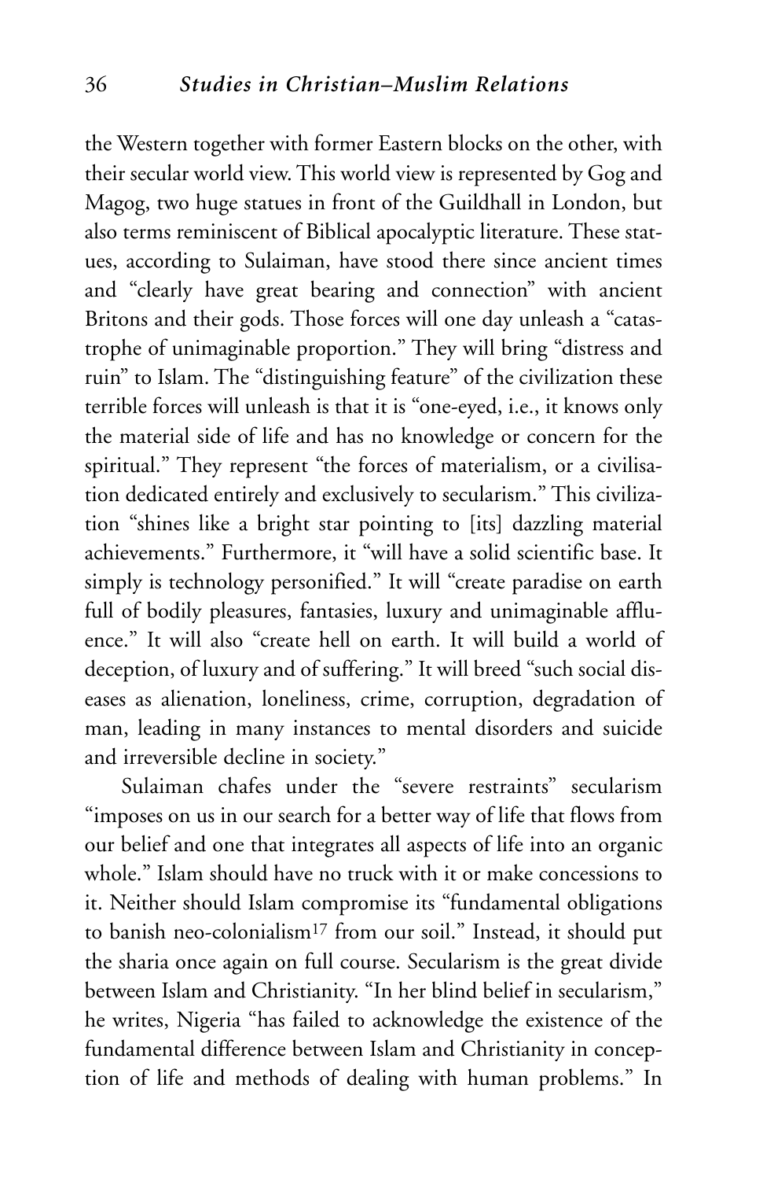the Western together with former Eastern blocks on the other, with their secular world view. This world view is represented by Gog and Magog, two huge statues in front of the Guildhall in London, but also terms reminiscent of Biblical apocalyptic literature. These statues, according to Sulaiman, have stood there since ancient times and "clearly have great bearing and connection" with ancient Britons and their gods. Those forces will one day unleash a "catastrophe of unimaginable proportion." They will bring "distress and ruin" to Islam. The "distinguishing feature" of the civilization these terrible forces will unleash is that it is "one-eyed, i.e., it knows only the material side of life and has no knowledge or concern for the spiritual." They represent "the forces of materialism, or a civilisation dedicated entirely and exclusively to secularism." This civilization "shines like a bright star pointing to [its] dazzling material achievements." Furthermore, it "will have a solid scientific base. It simply is technology personified." It will "create paradise on earth full of bodily pleasures, fantasies, luxury and unimaginable affluence." It will also "create hell on earth. It will build a world of deception, of luxury and of suffering." It will breed "such social diseases as alienation, loneliness, crime, corruption, degradation of man, leading in many instances to mental disorders and suicide and irreversible decline in society."

Sulaiman chafes under the "severe restraints" secularism "imposes on us in our search for a better way of life that flows from our belief and one that integrates all aspects of life into an organic whole." Islam should have no truck with it or make concessions to it. Neither should Islam compromise its "fundamental obligations to banish neo-colonialism[17] from our soil." Instead, it should put the sharia once again on full course. Secularism is the great divide between Islam and Christianity. "In her blind belief in secularism," he writes, Nigeria "has failed to acknowledge the existence of the fundamental difference between Islam and Christianity in conception of life and methods of dealing with human problems." In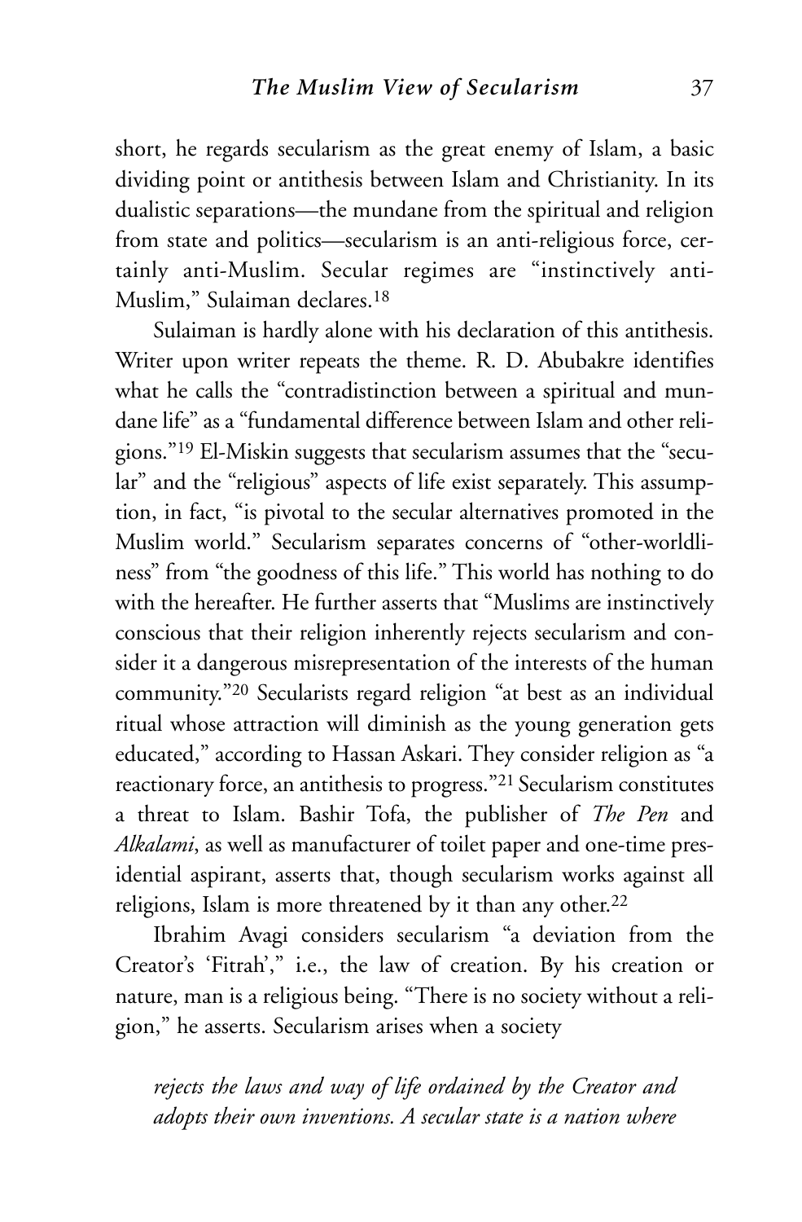short, he regards secularism as the great enemy of Islam, a basic dividing point or antithesis between Islam and Christianity. In its dualistic separations—the mundane from the spiritual and religion from state and politics—secularism is an anti-religious force, certainly anti-Muslim. Secular regimes are "instinctively anti-Muslim," Sulaiman declares.[18]

Sulaiman is hardly alone with his declaration of this antithesis. Writer upon writer repeats the theme. R. D. Abubakre identifies what he calls the "contradistinction between a spiritual and mundane life" as a "fundamental difference between Islam and other religions."[19] El-Miskin suggests that secularism assumes that the "secular" and the "religious" aspects of life exist separately. This assumption, in fact, "is pivotal to the secular alternatives promoted in the Muslim world." Secularism separates concerns of "other-worldliness" from "the goodness of this life." This world has nothing to do with the hereafter. He further asserts that "Muslims are instinctively conscious that their religion inherently rejects secularism and consider it a dangerous misrepresentation of the interests of the human community."[20] Secularists regard religion "at best as an individual ritual whose attraction will diminish as the young generation gets educated," according to Hassan Askari. They consider religion as "a reactionary force, an antithesis to progress."[21] Secularism constitutes a threat to Islam. Bashir Tofa, the publisher of *The Pen* and *Alkalami*, as well as manufacturer of toilet paper and one-time presidential aspirant, asserts that, though secularism works against all religions, Islam is more threatened by it than any other.[22]

Ibrahim Avagi considers secularism "a deviation from the Creator's 'Fitrah'," i.e., the law of creation. By his creation or nature, man is a religious being. "There is no society without a religion," he asserts. Secularism arises when a society

*rejects the laws and way of life ordained by the Creator and adopts their own inventions. A secular state is a nation where*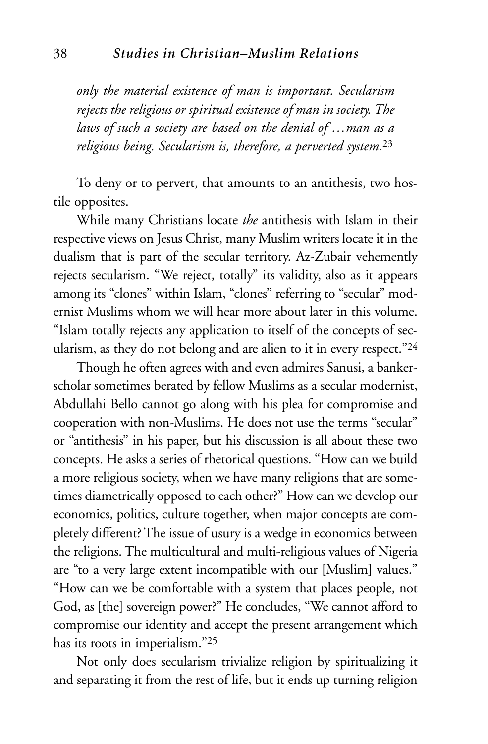*only the material existence of man is important. Secularism rejects the religious or spiritual existence of man in society. The laws of such a society are based on the denial of …man as a religious being. Secularism is, therefore, a perverted system.*[23]

To deny or to pervert, that amounts to an antithesis, two hostile opposites.

While many Christians locate *the* antithesis with Islam in their respective views on Jesus Christ, many Muslim writers locate it in the dualism that is part of the secular territory. Az-Zubair vehemently rejects secularism. "We reject, totally" its validity, also as it appears among its "clones" within Islam, "clones" referring to "secular" modernist Muslims whom we will hear more about later in this volume. "Islam totally rejects any application to itself of the concepts of secularism, as they do not belong and are alien to it in every respect."[24]

Though he often agrees with and even admires Sanusi, a banker-scholar sometimes berated by fellow Muslims as a secular modernist, Abdullahi Bello cannot go along with his plea for compromise and cooperation with non-Muslims. He does not use the terms "secular" or "antithesis" in his paper, but his discussion is all about these two concepts. He asks a series of rhetorical questions. "How can we build a more religious society, when we have many religions that are sometimes diametrically opposed to each other?" How can we develop our economics, politics, culture together, when major concepts are completely different? The issue of usury is a wedge in economics between the religions. The multicultural and multi-religious values of Nigeria are "to a very large extent incompatible with our [Muslim] values." "How can we be comfortable with a system that places people, not God, as [the] sovereign power?" He concludes, "We cannot afford to compromise our identity and accept the present arrangement which has its roots in imperialism."[25]

Not only does secularism trivialize religion by spiritualizing it and separating it from the rest of life, but it ends up turning religion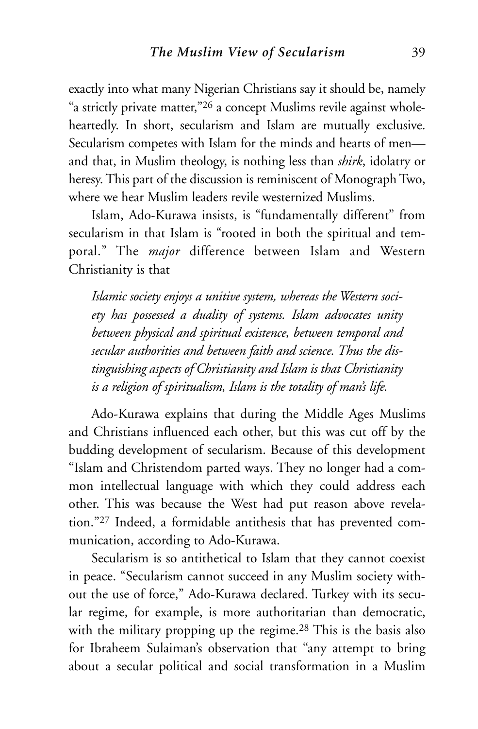exactly into what many Nigerian Christians say it should be, namely "a strictly private matter,"[26] a concept Muslims revile against wholeheartedly. In short, secularism and Islam are mutually exclusive. Secularism competes with Islam for the minds and hearts of men—and that, in Muslim theology, is nothing less than *shirk*, idolatry or heresy. This part of the discussion is reminiscent of Monograph Two, where we hear Muslim leaders revile westernized Muslims.

Islam, Ado-Kurawa insists, is "fundamentally different" from secularism in that Islam is "rooted in both the spiritual and temporal." The *major* difference between Islam and Western Christianity is that

> *Islamic society enjoys a unitive system, whereas the Western society has possessed a duality of systems. Islam advocates unity between physical and spiritual existence, between temporal and secular authorities and between faith and science. Thus the distinguishing aspects of Christianity and Islam is that Christianity is a religion of spiritualism, Islam is the totality of man's life.*

Ado-Kurawa explains that during the Middle Ages Muslims and Christians influenced each other, but this was cut off by the budding development of secularism. Because of this development "Islam and Christendom parted ways. They no longer had a common intellectual language with which they could address each other. This was because the West had put reason above revelation."[27] Indeed, a formidable antithesis that has prevented communication, according to Ado-Kurawa.

Secularism is so antithetical to Islam that they cannot coexist in peace. "Secularism cannot succeed in any Muslim society without the use of force," Ado-Kurawa declared. Turkey with its secular regime, for example, is more authoritarian than democratic, with the military propping up the regime.[28] This is the basis also for Ibraheem Sulaiman's observation that "any attempt to bring about a secular political and social transformation in a Muslim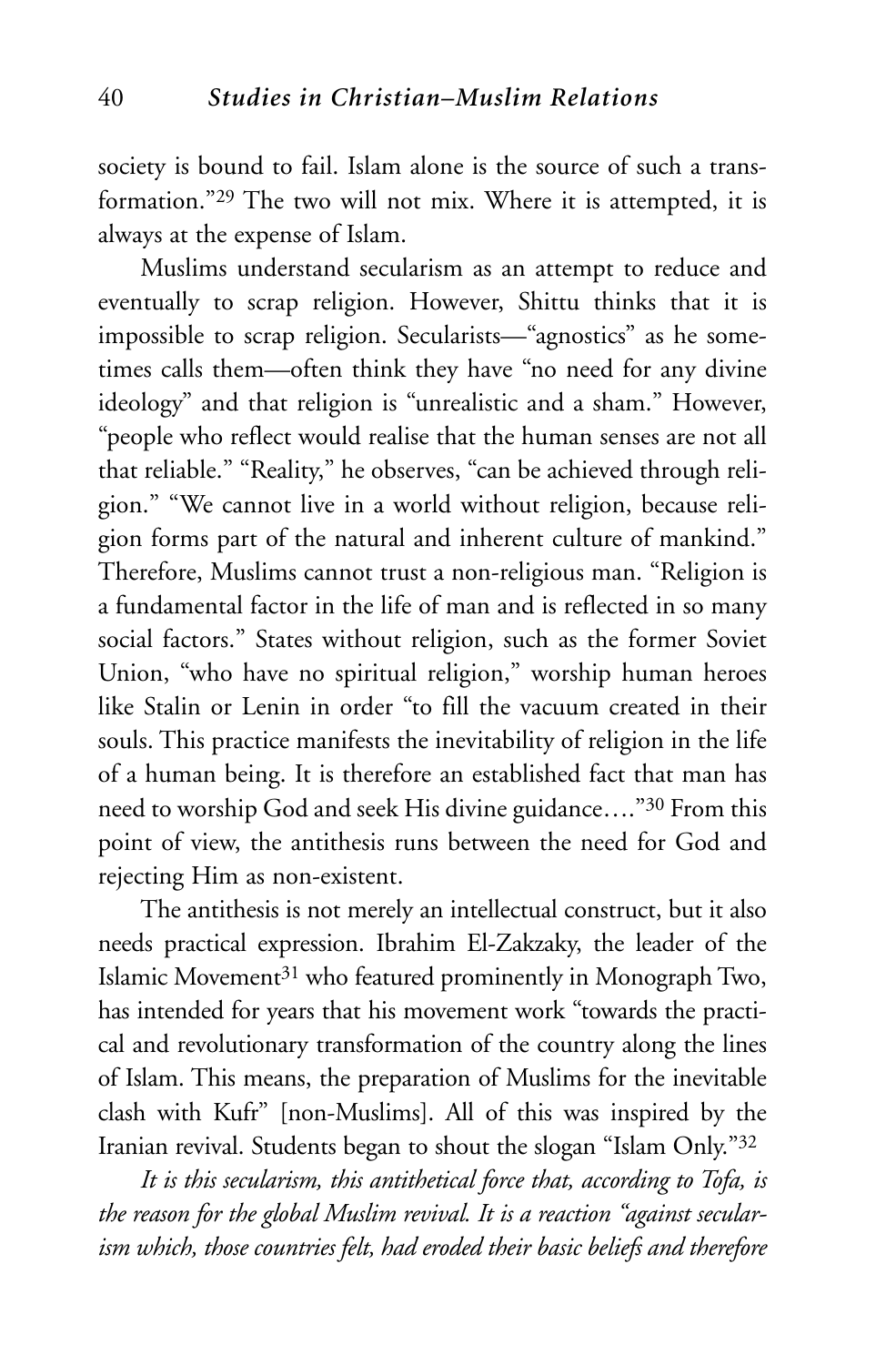society is bound to fail. Islam alone is the source of such a transformation."[29] The two will not mix. Where it is attempted, it is always at the expense of Islam.

Muslims understand secularism as an attempt to reduce and eventually to scrap religion. However, Shittu thinks that it is impossible to scrap religion. Secularists—"agnostics" as he sometimes calls them—often think they have "no need for any divine ideology" and that religion is "unrealistic and a sham." However, "people who reflect would realise that the human senses are not all that reliable." "Reality," he observes, "can be achieved through religion." "We cannot live in a world without religion, because religion forms part of the natural and inherent culture of mankind." Therefore, Muslims cannot trust a non-religious man. "Religion is a fundamental factor in the life of man and is reflected in so many social factors." States without religion, such as the former Soviet Union, "who have no spiritual religion," worship human heroes like Stalin or Lenin in order "to fill the vacuum created in their souls. This practice manifests the inevitability of religion in the life of a human being. It is therefore an established fact that man has need to worship God and seek His divine guidance…."[30] From this point of view, the antithesis runs between the need for God and rejecting Him as non-existent.

The antithesis is not merely an intellectual construct, but it also needs practical expression. Ibrahim El-Zakzaky, the leader of the Islamic Movement[31] who featured prominently in Monograph Two, has intended for years that his movement work "towards the practical and revolutionary transformation of the country along the lines of Islam. This means, the preparation of Muslims for the inevitable clash with Kufr" [non-Muslims]. All of this was inspired by the Iranian revival. Students began to shout the slogan "Islam Only."[32]

*It is this secularism, this antithetical force that, according to Tofa, is the reason for the global Muslim revival. It is a reaction "against secularism which, those countries felt, had eroded their basic beliefs and therefore*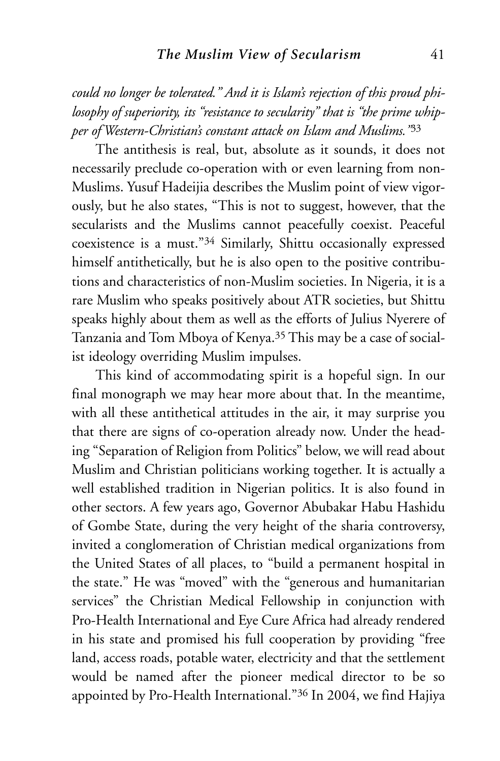*could no longer be tolerated." And it is Islam's rejection of this proud philosophy of superiority, its "resistance to secularity" that is "the prime whipper of Western-Christian's constant attack on Islam and Muslims."*[33]

The antithesis is real, but, absolute as it sounds, it does not necessarily preclude co-operation with or even learning from non-Muslims. Yusuf Hadeijia describes the Muslim point of view vigorously, but he also states, "This is not to suggest, however, that the secularists and the Muslims cannot peacefully coexist. Peaceful coexistence is a must."[34] Similarly, Shittu occasionally expressed himself antithetically, but he is also open to the positive contributions and characteristics of non-Muslim societies. In Nigeria, it is a rare Muslim who speaks positively about ATR societies, but Shittu speaks highly about them as well as the efforts of Julius Nyerere of Tanzania and Tom Mboya of Kenya.[35] This may be a case of socialist ideology overriding Muslim impulses.

This kind of accommodating spirit is a hopeful sign. In our final monograph we may hear more about that. In the meantime, with all these antithetical attitudes in the air, it may surprise you that there are signs of co-operation already now. Under the heading "Separation of Religion from Politics" below, we will read about Muslim and Christian politicians working together. It is actually a well established tradition in Nigerian politics. It is also found in other sectors. A few years ago, Governor Abubakar Habu Hashidu of Gombe State, during the very height of the sharia controversy, invited a conglomeration of Christian medical organizations from the United States of all places, to "build a permanent hospital in the state." He was "moved" with the "generous and humanitarian services" the Christian Medical Fellowship in conjunction with Pro-Health International and Eye Cure Africa had already rendered in his state and promised his full cooperation by providing "free land, access roads, potable water, electricity and that the settlement would be named after the pioneer medical director to be so appointed by Pro-Health International."[36] In 2004, we find Hajiya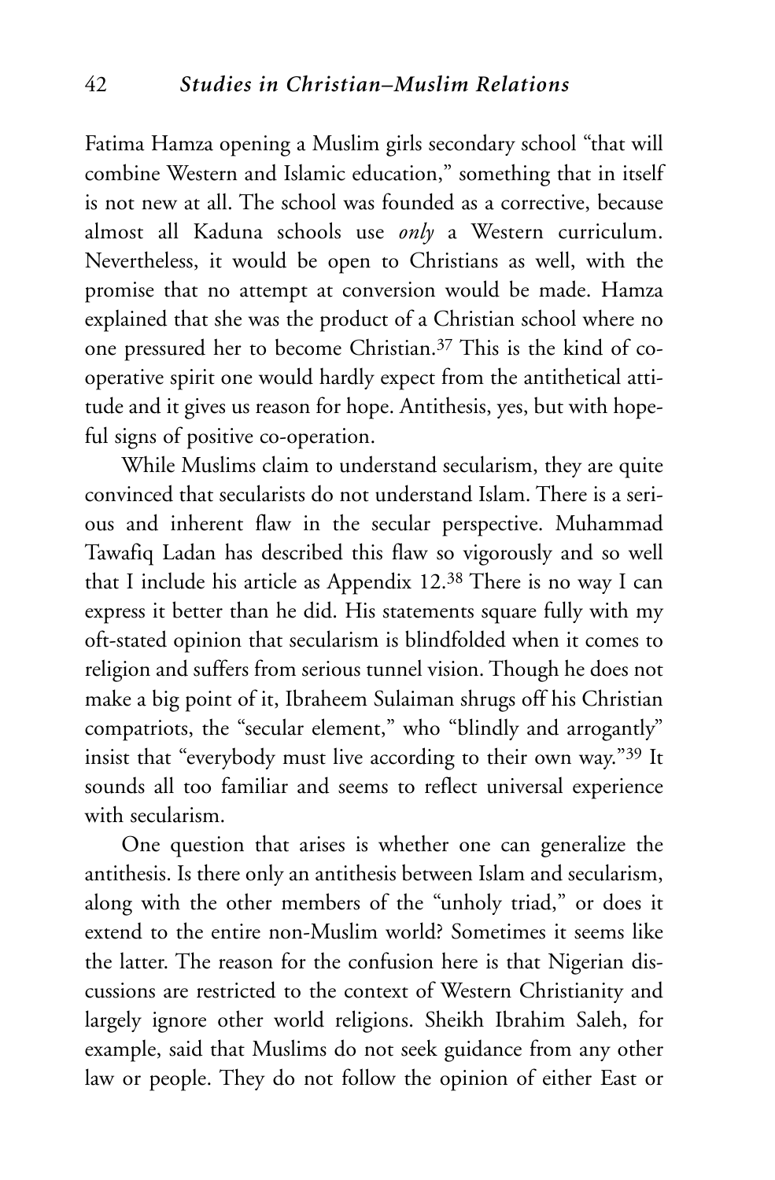Fatima Hamza opening a Muslim girls secondary school "that will combine Western and Islamic education," something that in itself is not new at all. The school was founded as a corrective, because almost all Kaduna schools use *only* a Western curriculum. Nevertheless, it would be open to Christians as well, with the promise that no attempt at conversion would be made. Hamza explained that she was the product of a Christian school where no one pressured her to become Christian.[37] This is the kind of co-operative spirit one would hardly expect from the antithetical attitude and it gives us reason for hope. Antithesis, yes, but with hopeful signs of positive co-operation.

While Muslims claim to understand secularism, they are quite convinced that secularists do not understand Islam. There is a serious and inherent flaw in the secular perspective. Muhammad Tawafiq Ladan has described this flaw so vigorously and so well that I include his article as Appendix 12.[38] There is no way I can express it better than he did. His statements square fully with my oft-stated opinion that secularism is blindfolded when it comes to religion and suffers from serious tunnel vision. Though he does not make a big point of it, Ibraheem Sulaiman shrugs off his Christian compatriots, the "secular element," who "blindly and arrogantly" insist that "everybody must live according to their own way."[39] It sounds all too familiar and seems to reflect universal experience with secularism.

One question that arises is whether one can generalize the antithesis. Is there only an antithesis between Islam and secularism, along with the other members of the "unholy triad," or does it extend to the entire non-Muslim world? Sometimes it seems like the latter. The reason for the confusion here is that Nigerian discussions are restricted to the context of Western Christianity and largely ignore other world religions. Sheikh Ibrahim Saleh, for example, said that Muslims do not seek guidance from any other law or people. They do not follow the opinion of either East or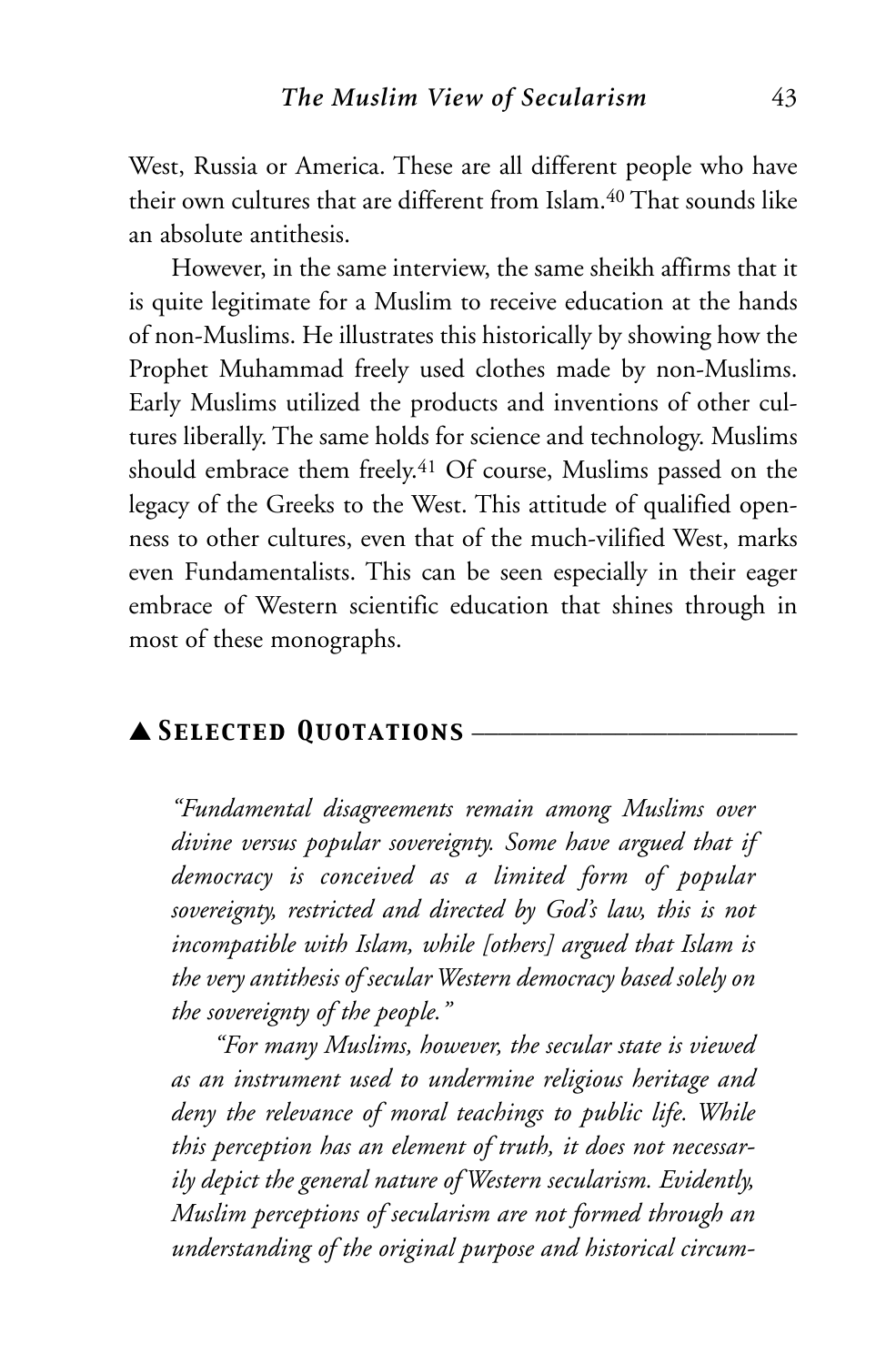West, Russia or America. These are all different people who have their own cultures that are different from Islam.[40] That sounds like an absolute antithesis.

However, in the same interview, the same sheikh affirms that it is quite legitimate for a Muslim to receive education at the hands of non-Muslims. He illustrates this historically by showing how the Prophet Muhammad freely used clothes made by non-Muslims. Early Muslims utilized the products and inventions of other cultures liberally. The same holds for science and technology. Muslims should embrace them freely.[41] Of course, Muslims passed on the legacy of the Greeks to the West. This attitude of qualified openness to other cultures, even that of the much-vilified West, marks even Fundamentalists. This can be seen especially in their eager embrace of Western scientific education that shines through in most of these monographs.

## ▲ Selected Quotations

*"Fundamental disagreements remain among Muslims over divine versus popular sovereignty. Some have argued that if democracy is conceived as a limited form of popular sovereignty, restricted and directed by God's law, this is not incompatible with Islam, while [others] argued that Islam is the very antithesis of secular Western democracy based solely on the sovereignty of the people."*

*"For many Muslims, however, the secular state is viewed as an instrument used to undermine religious heritage and deny the relevance of moral teachings to public life. While this perception has an element of truth, it does not necessarily depict the general nature of Western secularism. Evidently, Muslim perceptions of secularism are not formed through an understanding of the original purpose and historical circum-*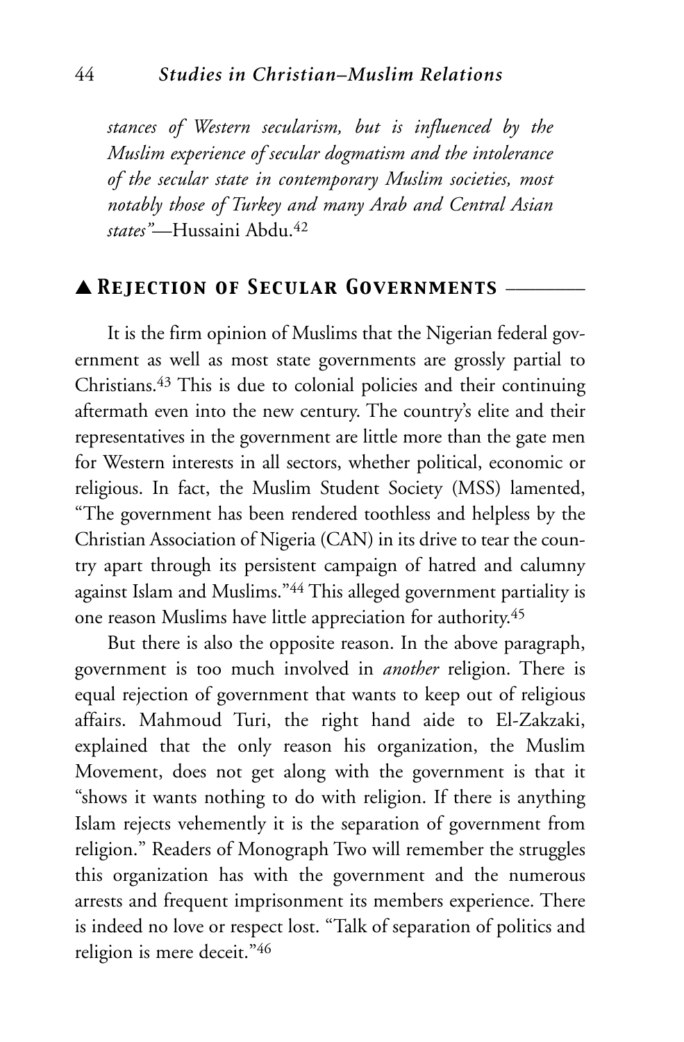*stances of Western secularism, but is influenced by the Muslim experience of secular dogmatism and the intolerance of the secular state in contemporary Muslim societies, most notably those of Turkey and many Arab and Central Asian states"*—Hussaini Abdu.[42]

## ▲ Rejection of Secular Governments

It is the firm opinion of Muslims that the Nigerian federal government as well as most state governments are grossly partial to Christians.[43] This is due to colonial policies and their continuing aftermath even into the new century. The country's elite and their representatives in the government are little more than the gate men for Western interests in all sectors, whether political, economic or religious. In fact, the Muslim Student Society (MSS) lamented, "The government has been rendered toothless and helpless by the Christian Association of Nigeria (CAN) in its drive to tear the country apart through its persistent campaign of hatred and calumny against Islam and Muslims."[44] This alleged government partiality is one reason Muslims have little appreciation for authority.[45]

But there is also the opposite reason. In the above paragraph, government is too much involved in *another* religion. There is equal rejection of government that wants to keep out of religious affairs. Mahmoud Turi, the right hand aide to El-Zakzaki, explained that the only reason his organization, the Muslim Movement, does not get along with the government is that it "shows it wants nothing to do with religion. If there is anything Islam rejects vehemently it is the separation of government from religion." Readers of Monograph Two will remember the struggles this organization has with the government and the numerous arrests and frequent imprisonment its members experience. There is indeed no love or respect lost. "Talk of separation of politics and religion is mere deceit."[46]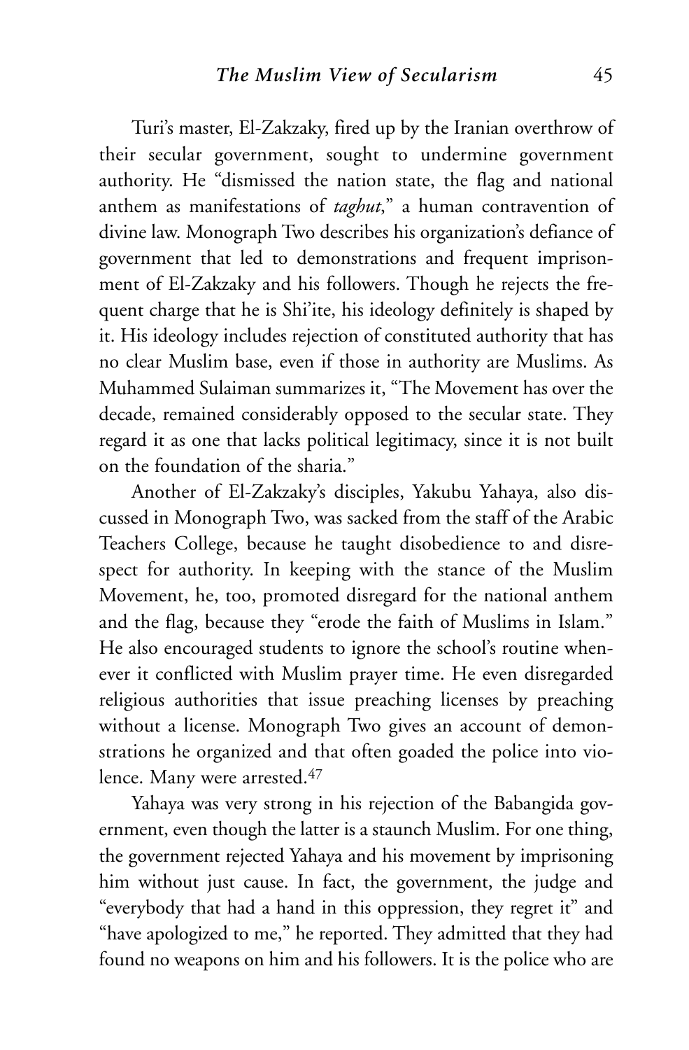Turi's master, El-Zakzaky, fired up by the Iranian overthrow of their secular government, sought to undermine government authority. He "dismissed the nation state, the flag and national anthem as manifestations of *taghut*," a human contravention of divine law. Monograph Two describes his organization's defiance of government that led to demonstrations and frequent imprisonment of El-Zakzaky and his followers. Though he rejects the frequent charge that he is Shi'ite, his ideology definitely is shaped by it. His ideology includes rejection of constituted authority that has no clear Muslim base, even if those in authority are Muslims. As Muhammed Sulaiman summarizes it, "The Movement has over the decade, remained considerably opposed to the secular state. They regard it as one that lacks political legitimacy, since it is not built on the foundation of the sharia."

Another of El-Zakzaky's disciples, Yakubu Yahaya, also discussed in Monograph Two, was sacked from the staff of the Arabic Teachers College, because he taught disobedience to and disrespect for authority. In keeping with the stance of the Muslim Movement, he, too, promoted disregard for the national anthem and the flag, because they "erode the faith of Muslims in Islam." He also encouraged students to ignore the school's routine whenever it conflicted with Muslim prayer time. He even disregarded religious authorities that issue preaching licenses by preaching without a license. Monograph Two gives an account of demonstrations he organized and that often goaded the police into violence. Many were arrested.[47]

Yahaya was very strong in his rejection of the Babangida government, even though the latter is a staunch Muslim. For one thing, the government rejected Yahaya and his movement by imprisoning him without just cause. In fact, the government, the judge and "everybody that had a hand in this oppression, they regret it" and "have apologized to me," he reported. They admitted that they had found no weapons on him and his followers. It is the police who are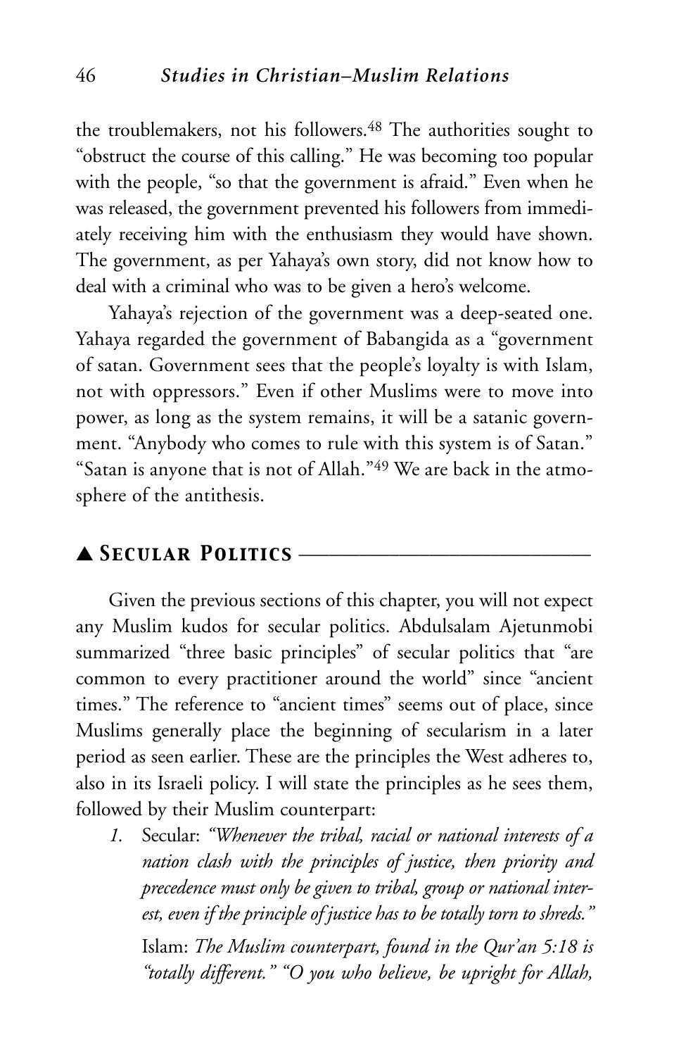the troublemakers, not his followers.[48] The authorities sought to "obstruct the course of this calling." He was becoming too popular with the people, "so that the government is afraid." Even when he was released, the government prevented his followers from immediately receiving him with the enthusiasm they would have shown. The government, as per Yahaya's own story, did not know how to deal with a criminal who was to be given a hero's welcome.

Yahaya's rejection of the government was a deep-seated one. Yahaya regarded the government of Babangida as a "government of satan. Government sees that the people's loyalty is with Islam, not with oppressors." Even if other Muslims were to move into power, as long as the system remains, it will be a satanic government. "Anybody who comes to rule with this system is of Satan." "Satan is anyone that is not of Allah."[49] We are back in the atmosphere of the antithesis.

## ▲ Secular Politics

Given the previous sections of this chapter, you will not expect any Muslim kudos for secular politics. Abdulsalam Ajetunmobi summarized "three basic principles" of secular politics that "are common to every practitioner around the world" since "ancient times." The reference to "ancient times" seems out of place, since Muslims generally place the beginning of secularism in a later period as seen earlier. These are the principles the West adheres to, also in its Israeli policy. I will state the principles as he sees them, followed by their Muslim counterpart:

1. Secular: *"Whenever the tribal, racial or national interests of a nation clash with the principles of justice, then priority and precedence must only be given to tribal, group or national interest, even if the principle of justice has to be totally torn to shreds."*

   Islam: *The Muslim counterpart, found in the Qur'an 5:18 is "totally different." "O you who believe, be upright for Allah,*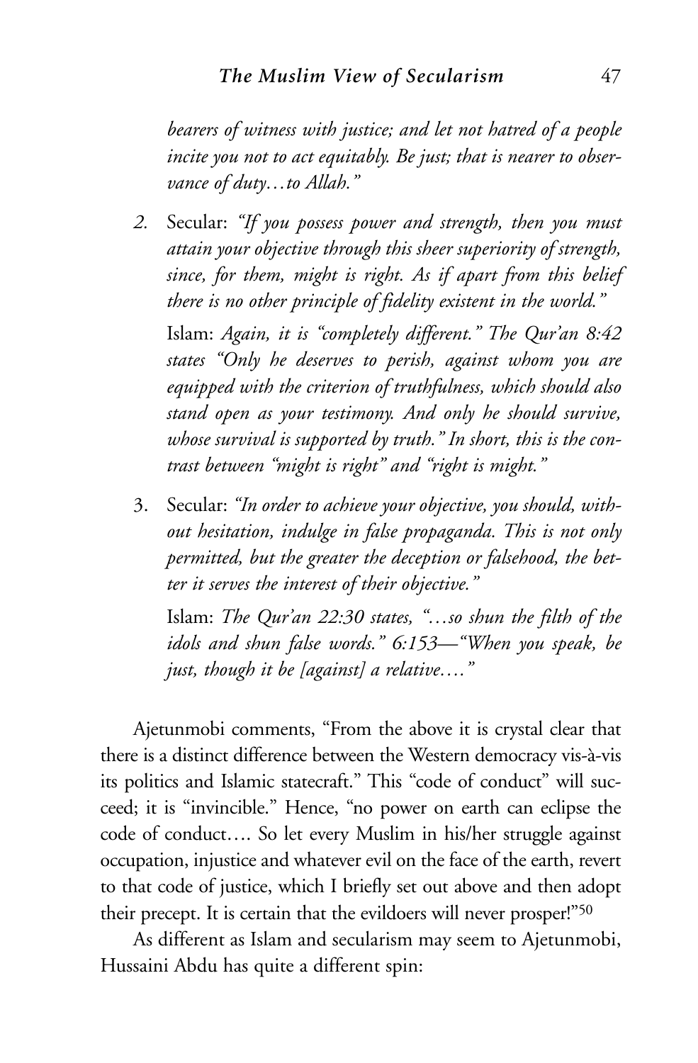*bearers of witness with justice; and let not hatred of a people incite you not to act equitably. Be just; that is nearer to observance of duty…to Allah."*

2. Secular: *"If you possess power and strength, then you must attain your objective through this sheer superiority of strength, since, for them, might is right. As if apart from this belief there is no other principle of fidelity existent in the world."*

   Islam: *Again, it is "completely different." The Qur'an 8:42 states "Only he deserves to perish, against whom you are equipped with the criterion of truthfulness, which should also stand open as your testimony. And only he should survive, whose survival is supported by truth." In short, this is the contrast between "might is right" and "right is might."*

3. Secular: *"In order to achieve your objective, you should, without hesitation, indulge in false propaganda. This is not only permitted, but the greater the deception or falsehood, the better it serves the interest of their objective."*

   Islam: *The Qur'an 22:30 states, "…so shun the filth of the idols and shun false words." 6:153—"When you speak, be just, though it be [against] a relative…."*

Ajetunmobi comments, "From the above it is crystal clear that there is a distinct difference between the Western democracy vis-à-vis its politics and Islamic statecraft." This "code of conduct" will succeed; it is "invincible." Hence, "no power on earth can eclipse the code of conduct…. So let every Muslim in his/her struggle against occupation, injustice and whatever evil on the face of the earth, revert to that code of justice, which I briefly set out above and then adopt their precept. It is certain that the evildoers will never prosper!"[50]

As different as Islam and secularism may seem to Ajetunmobi, Hussaini Abdu has quite a different spin: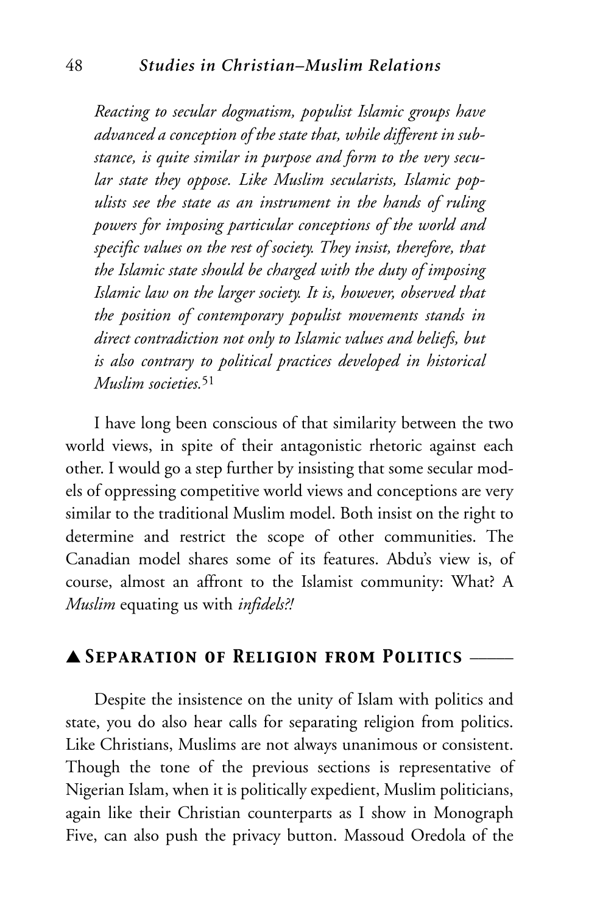*Reacting to secular dogmatism, populist Islamic groups have advanced a conception of the state that, while different in substance, is quite similar in purpose and form to the very secular state they oppose. Like Muslim secularists, Islamic populists see the state as an instrument in the hands of ruling powers for imposing particular conceptions of the world and specific values on the rest of society. They insist, therefore, that the Islamic state should be charged with the duty of imposing Islamic law on the larger society. It is, however, observed that the position of contemporary populist movements stands in direct contradiction not only to Islamic values and beliefs, but is also contrary to political practices developed in historical Muslim societies.*[51]

I have long been conscious of that similarity between the two world views, in spite of their antagonistic rhetoric against each other. I would go a step further by insisting that some secular models of oppressing competitive world views and conceptions are very similar to the traditional Muslim model. Both insist on the right to determine and restrict the scope of other communities. The Canadian model shares some of its features. Abdu's view is, of course, almost an affront to the Islamist community: What? A *Muslim* equating us with *infidels?!*

## ▲ Separation of Religion from Politics

Despite the insistence on the unity of Islam with politics and state, you do also hear calls for separating religion from politics. Like Christians, Muslims are not always unanimous or consistent. Though the tone of the previous sections is representative of Nigerian Islam, when it is politically expedient, Muslim politicians, again like their Christian counterparts as I show in Monograph Five, can also push the privacy button. Massoud Oredola of the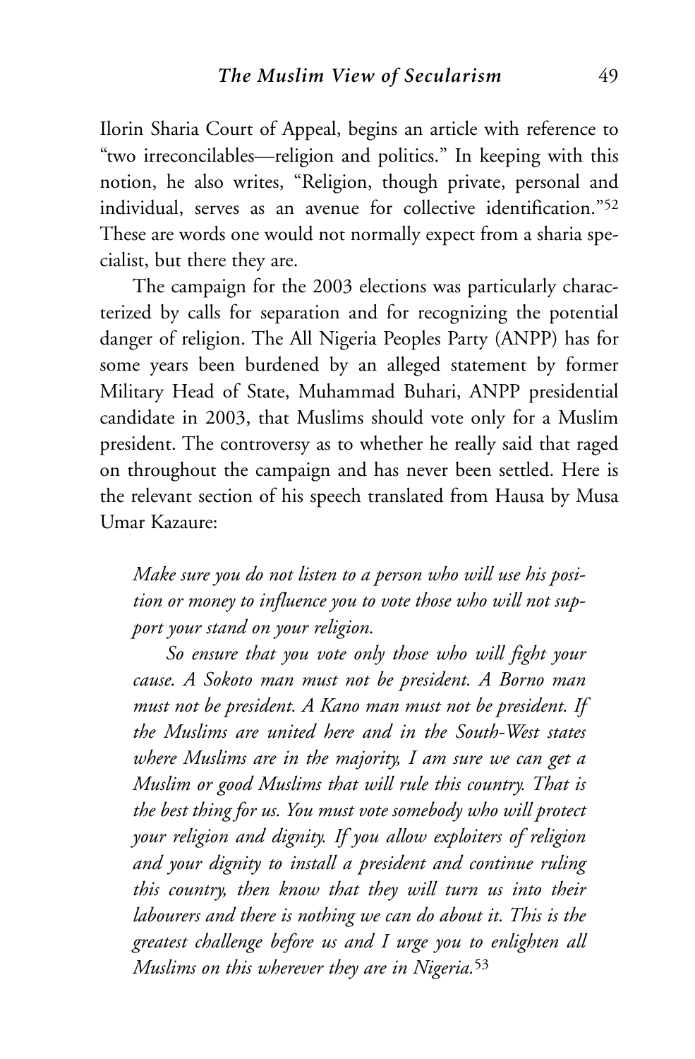Ilorin Sharia Court of Appeal, begins an article with reference to "two irreconcilables—religion and politics." In keeping with this notion, he also writes, "Religion, though private, personal and individual, serves as an avenue for collective identification."[52] These are words one would not normally expect from a sharia specialist, but there they are.

The campaign for the 2003 elections was particularly characterized by calls for separation and for recognizing the potential danger of religion. The All Nigeria Peoples Party (ANPP) has for some years been burdened by an alleged statement by former Military Head of State, Muhammad Buhari, ANPP presidential candidate in 2003, that Muslims should vote only for a Muslim president. The controversy as to whether he really said that raged on throughout the campaign and has never been settled. Here is the relevant section of his speech translated from Hausa by Musa Umar Kazaure:

> *Make sure you do not listen to a person who will use his position or money to influence you to vote those who will not support your stand on your religion.*
>
> *So ensure that you vote only those who will fight your cause. A Sokoto man must not be president. A Borno man must not be president. A Kano man must not be president. If the Muslims are united here and in the South-West states where Muslims are in the majority, I am sure we can get a Muslim or good Muslims that will rule this country. That is the best thing for us. You must vote somebody who will protect your religion and dignity. If you allow exploiters of religion and your dignity to install a president and continue ruling this country, then know that they will turn us into their labourers and there is nothing we can do about it. This is the greatest challenge before us and I urge you to enlighten all Muslims on this wherever they are in Nigeria.*[53]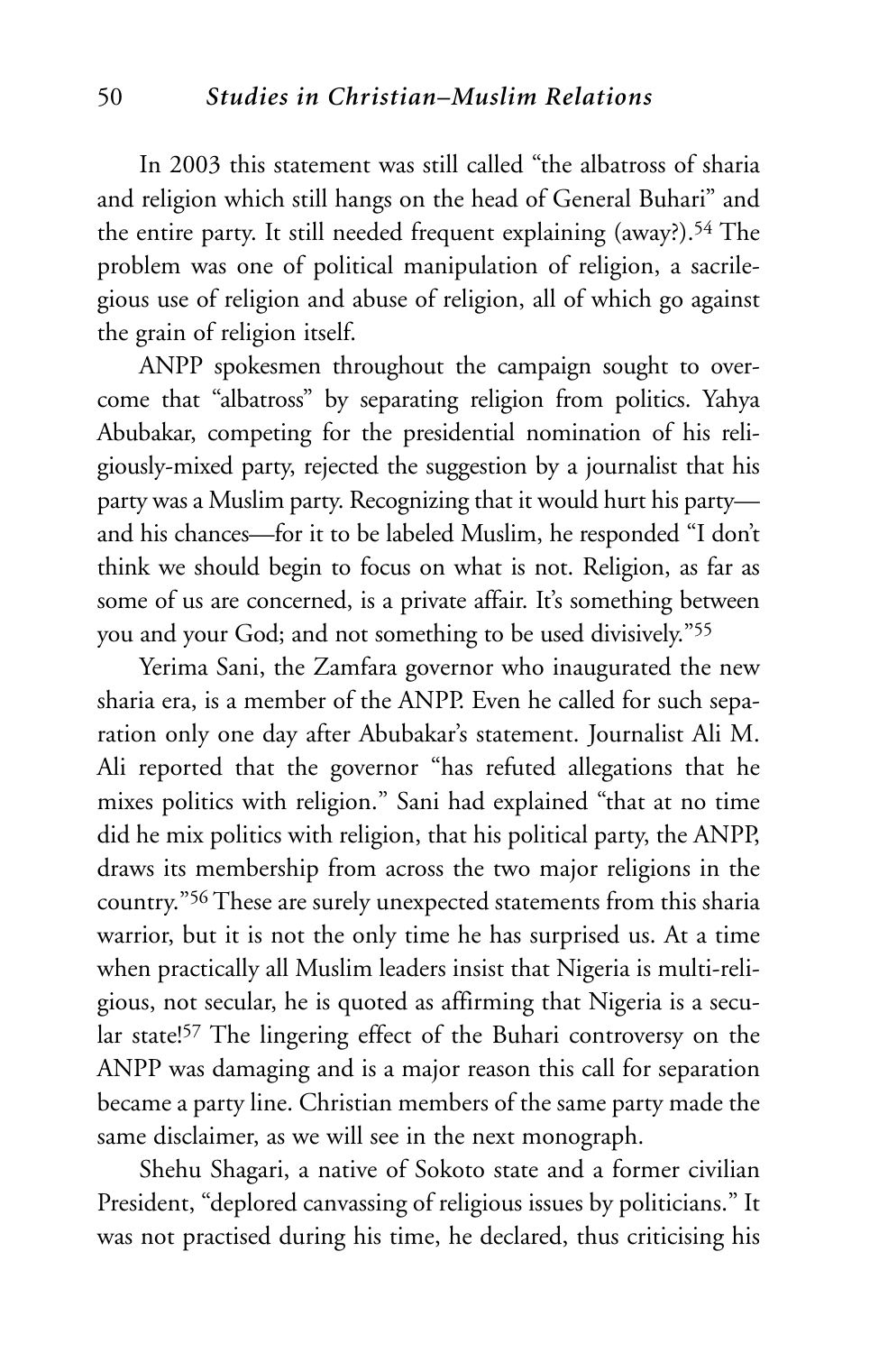In 2003 this statement was still called "the albatross of sharia and religion which still hangs on the head of General Buhari" and the entire party. It still needed frequent explaining (away?).[54] The problem was one of political manipulation of religion, a sacrilegious use of religion and abuse of religion, all of which go against the grain of religion itself.

ANPP spokesmen throughout the campaign sought to overcome that "albatross" by separating religion from politics. Yahya Abubakar, competing for the presidential nomination of his religiously-mixed party, rejected the suggestion by a journalist that his party was a Muslim party. Recognizing that it would hurt his party—and his chances—for it to be labeled Muslim, he responded "I don't think we should begin to focus on what is not. Religion, as far as some of us are concerned, is a private affair. It's something between you and your God; and not something to be used divisively."[55]

Yerima Sani, the Zamfara governor who inaugurated the new sharia era, is a member of the ANPP. Even he called for such separation only one day after Abubakar's statement. Journalist Ali M. Ali reported that the governor "has refuted allegations that he mixes politics with religion." Sani had explained "that at no time did he mix politics with religion, that his political party, the ANPP, draws its membership from across the two major religions in the country."[56] These are surely unexpected statements from this sharia warrior, but it is not the only time he has surprised us. At a time when practically all Muslim leaders insist that Nigeria is multi-religious, not secular, he is quoted as affirming that Nigeria is a secular state![57] The lingering effect of the Buhari controversy on the ANPP was damaging and is a major reason this call for separation became a party line. Christian members of the same party made the same disclaimer, as we will see in the next monograph.

Shehu Shagari, a native of Sokoto state and a former civilian President, "deplored canvassing of religious issues by politicians." It was not practised during his time, he declared, thus criticising his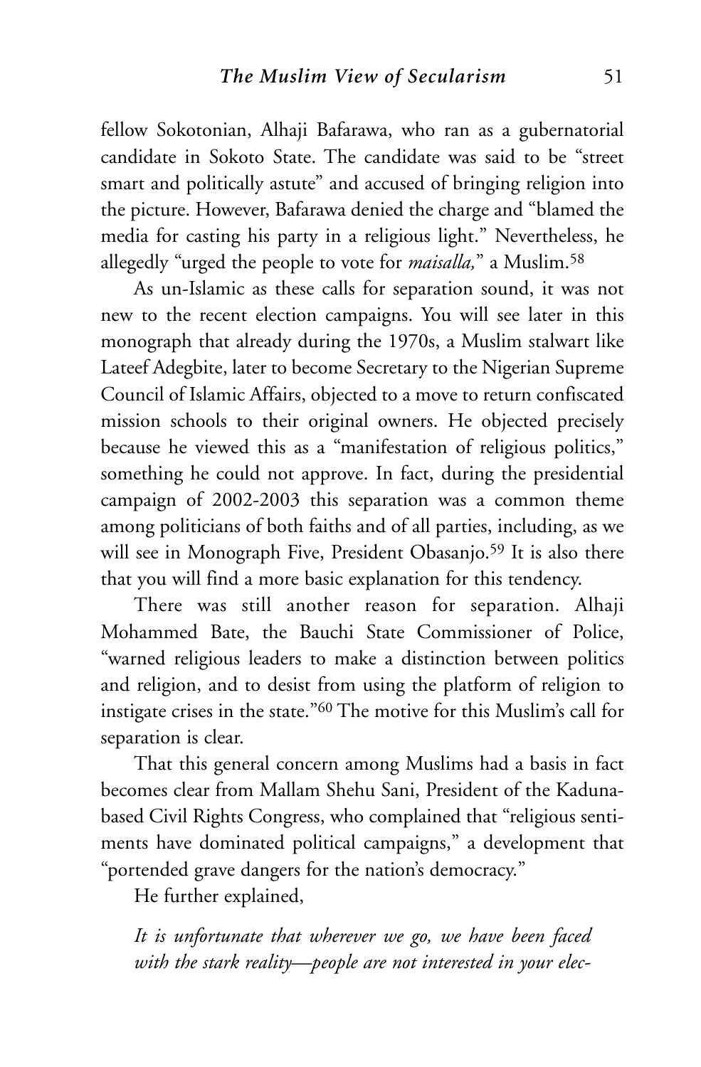fellow Sokotonian, Alhaji Bafarawa, who ran as a gubernatorial candidate in Sokoto State. The candidate was said to be "street smart and politically astute" and accused of bringing religion into the picture. However, Bafarawa denied the charge and "blamed the media for casting his party in a religious light." Nevertheless, he allegedly "urged the people to vote for *maisalla,*" a Muslim.[58]

As un-Islamic as these calls for separation sound, it was not new to the recent election campaigns. You will see later in this monograph that already during the 1970s, a Muslim stalwart like Lateef Adegbite, later to become Secretary to the Nigerian Supreme Council of Islamic Affairs, objected to a move to return confiscated mission schools to their original owners. He objected precisely because he viewed this as a "manifestation of religious politics," something he could not approve. In fact, during the presidential campaign of 2002-2003 this separation was a common theme among politicians of both faiths and of all parties, including, as we will see in Monograph Five, President Obasanjo.[59] It is also there that you will find a more basic explanation for this tendency.

There was still another reason for separation. Alhaji Mohammed Bate, the Bauchi State Commissioner of Police, "warned religious leaders to make a distinction between politics and religion, and to desist from using the platform of religion to instigate crises in the state."[60] The motive for this Muslim's call for separation is clear.

That this general concern among Muslims had a basis in fact becomes clear from Mallam Shehu Sani, President of the Kaduna-based Civil Rights Congress, who complained that "religious sentiments have dominated political campaigns," a development that "portended grave dangers for the nation's democracy."

He further explained,

*It is unfortunate that wherever we go, we have been faced with the stark reality—people are not interested in your elec-*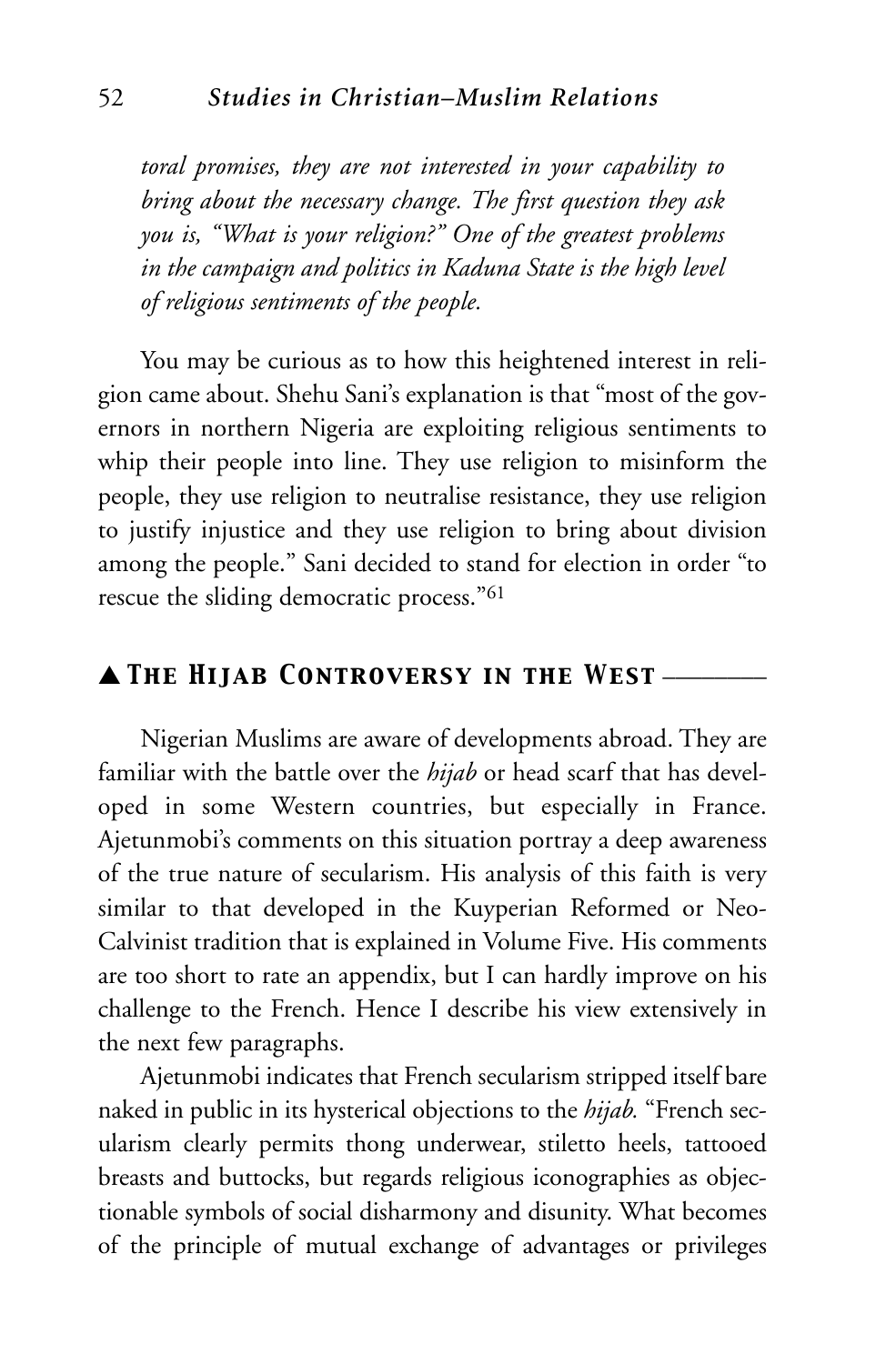*toral promises, they are not interested in your capability to bring about the necessary change. The first question they ask you is, "What is your religion?" One of the greatest problems in the campaign and politics in Kaduna State is the high level of religious sentiments of the people.*

You may be curious as to how this heightened interest in religion came about. Shehu Sani's explanation is that "most of the governors in northern Nigeria are exploiting religious sentiments to whip their people into line. They use religion to misinform the people, they use religion to neutralise resistance, they use religion to justify injustice and they use religion to bring about division among the people." Sani decided to stand for election in order "to rescue the sliding democratic process."[61]

## ▲ The Hijab Controversy in the West

Nigerian Muslims are aware of developments abroad. They are familiar with the battle over the *hijab* or head scarf that has developed in some Western countries, but especially in France. Ajetunmobi's comments on this situation portray a deep awareness of the true nature of secularism. His analysis of this faith is very similar to that developed in the Kuyperian Reformed or Neo-Calvinist tradition that is explained in Volume Five. His comments are too short to rate an appendix, but I can hardly improve on his challenge to the French. Hence I describe his view extensively in the next few paragraphs.

Ajetunmobi indicates that French secularism stripped itself bare naked in public in its hysterical objections to the *hijab.* "French secularism clearly permits thong underwear, stiletto heels, tattooed breasts and buttocks, but regards religious iconographies as objectionable symbols of social disharmony and disunity. What becomes of the principle of mutual exchange of advantages or privileges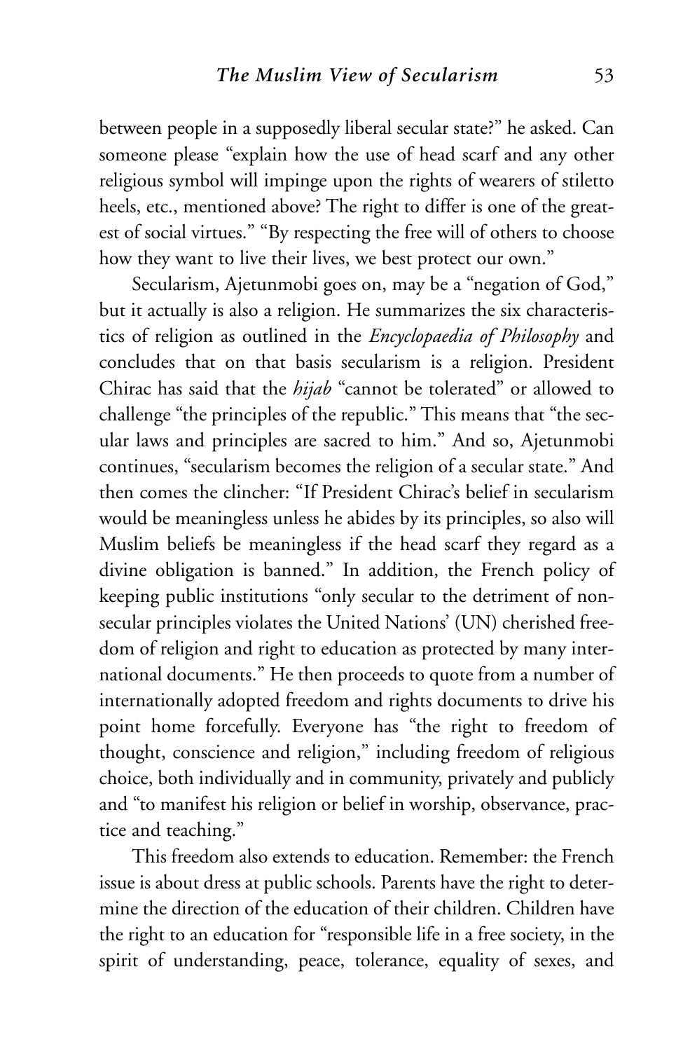between people in a supposedly liberal secular state?" he asked. Can someone please "explain how the use of head scarf and any other religious symbol will impinge upon the rights of wearers of stiletto heels, etc., mentioned above? The right to differ is one of the greatest of social virtues." "By respecting the free will of others to choose how they want to live their lives, we best protect our own."

Secularism, Ajetunmobi goes on, may be a "negation of God," but it actually is also a religion. He summarizes the six characteristics of religion as outlined in the *Encyclopaedia of Philosophy* and concludes that on that basis secularism is a religion. President Chirac has said that the *hijab* "cannot be tolerated" or allowed to challenge "the principles of the republic." This means that "the secular laws and principles are sacred to him." And so, Ajetunmobi continues, "secularism becomes the religion of a secular state." And then comes the clincher: "If President Chirac's belief in secularism would be meaningless unless he abides by its principles, so also will Muslim beliefs be meaningless if the head scarf they regard as a divine obligation is banned." In addition, the French policy of keeping public institutions "only secular to the detriment of non-secular principles violates the United Nations' (UN) cherished freedom of religion and right to education as protected by many international documents." He then proceeds to quote from a number of internationally adopted freedom and rights documents to drive his point home forcefully. Everyone has "the right to freedom of thought, conscience and religion," including freedom of religious choice, both individually and in community, privately and publicly and "to manifest his religion or belief in worship, observance, practice and teaching."

This freedom also extends to education. Remember: the French issue is about dress at public schools. Parents have the right to determine the direction of the education of their children. Children have the right to an education for "responsible life in a free society, in the spirit of understanding, peace, tolerance, equality of sexes, and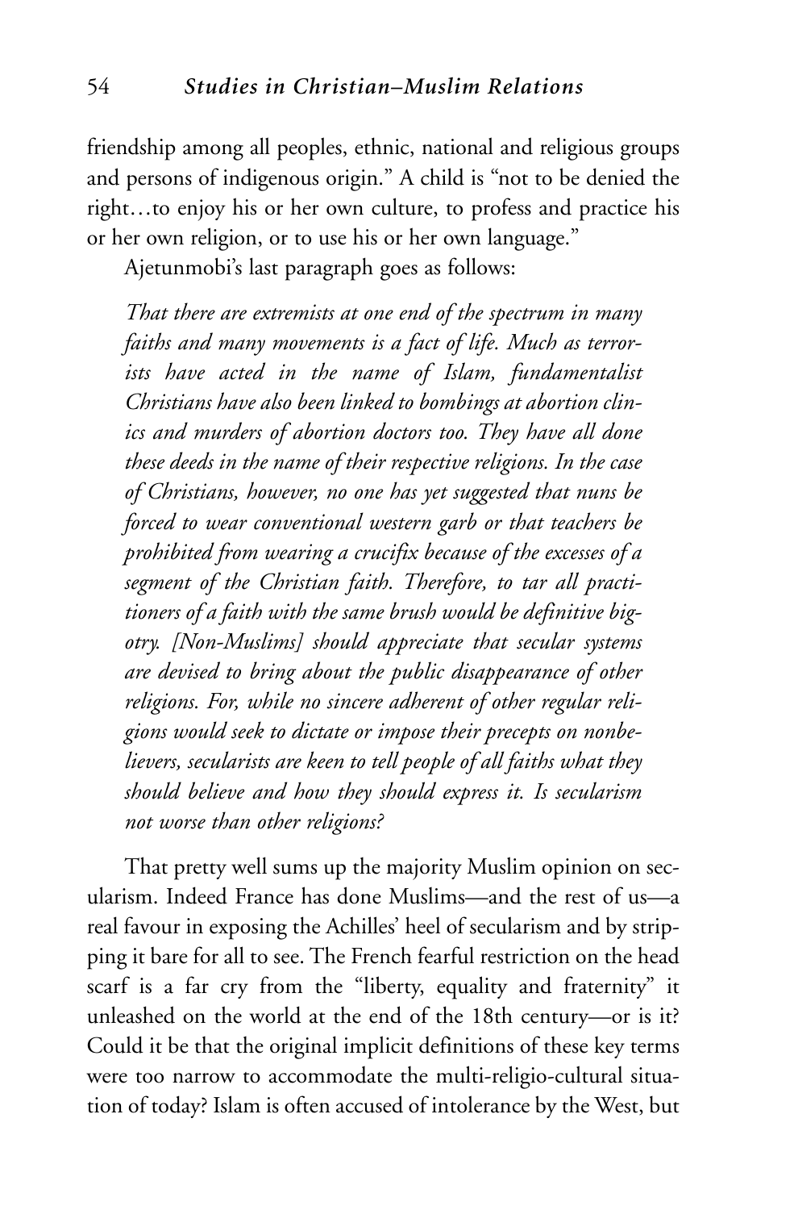friendship among all peoples, ethnic, national and religious groups and persons of indigenous origin." A child is "not to be denied the right…to enjoy his or her own culture, to profess and practice his or her own religion, or to use his or her own language."

Ajetunmobi's last paragraph goes as follows:

> *That there are extremists at one end of the spectrum in many faiths and many movements is a fact of life. Much as terrorists have acted in the name of Islam, fundamentalist Christians have also been linked to bombings at abortion clinics and murders of abortion doctors too. They have all done these deeds in the name of their respective religions. In the case of Christians, however, no one has yet suggested that nuns be forced to wear conventional western garb or that teachers be prohibited from wearing a crucifix because of the excesses of a segment of the Christian faith. Therefore, to tar all practitioners of a faith with the same brush would be definitive bigotry. [Non-Muslims] should appreciate that secular systems are devised to bring about the public disappearance of other religions. For, while no sincere adherent of other regular religions would seek to dictate or impose their precepts on nonbelievers, secularists are keen to tell people of all faiths what they should believe and how they should express it. Is secularism not worse than other religions?*

That pretty well sums up the majority Muslim opinion on secularism. Indeed France has done Muslims—and the rest of us—a real favour in exposing the Achilles' heel of secularism and by stripping it bare for all to see. The French fearful restriction on the head scarf is a far cry from the "liberty, equality and fraternity" it unleashed on the world at the end of the 18th century—or is it? Could it be that the original implicit definitions of these key terms were too narrow to accommodate the multi-religio-cultural situation of today? Islam is often accused of intolerance by the West, but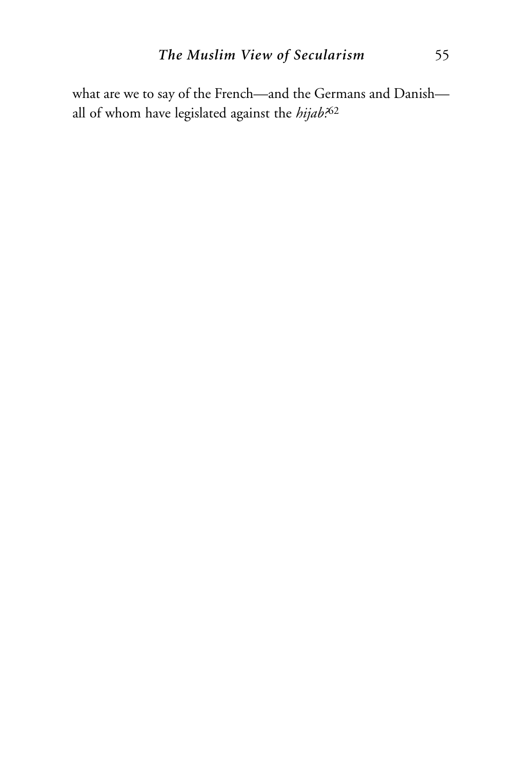what are we to say of the French—and the Germans and Danish—all of whom have legislated against the *hijab*?[62]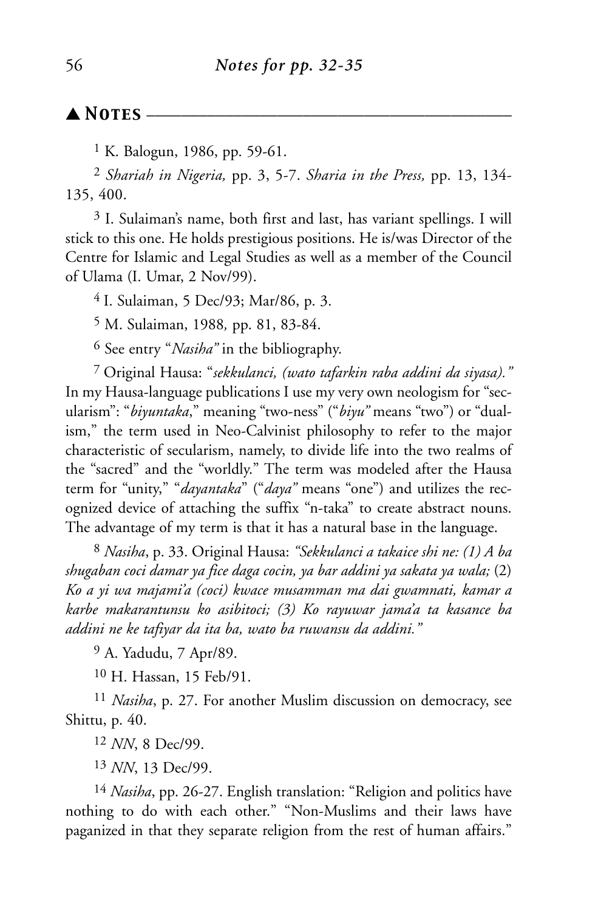## ▲ Notes

[1] K. Balogun, 1986, pp. 59-61.

[2] *Shariah in Nigeria,* pp. 3, 5-7. *Sharia in the Press,* pp. 13, 134-135, 400.

[3] I. Sulaiman's name, both first and last, has variant spellings. I will stick to this one. He holds prestigious positions. He is/was Director of the Centre for Islamic and Legal Studies as well as a member of the Council of Ulama (I. Umar, 2 Nov/99).

[4] I. Sulaiman, 5 Dec/93; Mar/86, p. 3.

[5] M. Sulaiman, 1988*,* pp. 81, 83-84.

[6] See entry "*Nasiha"* in the bibliography.

[7] Original Hausa: "*sekkulanci, (wato tafarkin raba addini da siyasa)."* In my Hausa-language publications I use my very own neologism for "secularism": "*biyuntaka*," meaning "two-ness" ("*biyu"* means "two") or "dualism," the term used in Neo-Calvinist philosophy to refer to the major characteristic of secularism, namely, to divide life into the two realms of the "sacred" and the "worldly." The term was modeled after the Hausa term for "unity," "*dayantaka*" ("*daya"* means "one") and utilizes the recognized device of attaching the suffix "n-taka" to create abstract nouns. The advantage of my term is that it has a natural base in the language.

[8] *Nasiha*, p. 33. Original Hausa: *"Sekkulanci a takaice shi ne: (1) A ba shugaban coci damar ya fice daga cocin, ya bar addini ya sakata ya wala;* (2) *Ko a yi wa majami'a (coci) kwace musamman ma dai gwamnati, kamar a karbe makarantunsu ko asibitoci; (3) Ko rayuwar jama'a ta kasance ba addini ne ke tafiyar da ita ba, wato ba ruwansu da addini."*

[9] A. Yadudu, 7 Apr/89.

[10] H. Hassan, 15 Feb/91.

[11] *Nasiha*, p. 27. For another Muslim discussion on democracy, see Shittu, p. 40.

[12] *NN*, 8 Dec/99.

[13] *NN*, 13 Dec/99.

[14] *Nasiha*, pp. 26-27. English translation: "Religion and politics have nothing to do with each other." "Non-Muslims and their laws have paganized in that they separate religion from the rest of human affairs."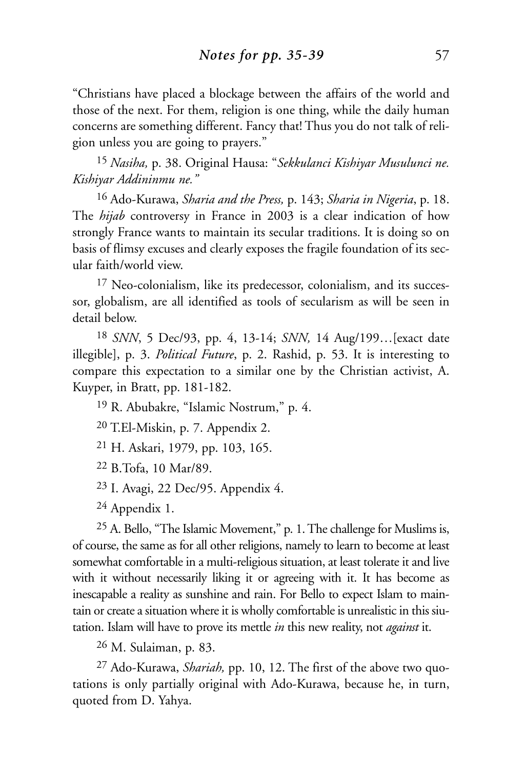"Christians have placed a blockage between the affairs of the world and those of the next. For them, religion is one thing, while the daily human concerns are something different. Fancy that! Thus you do not talk of religion unless you are going to prayers."

[15] *Nasiha,* p. 38. Original Hausa: "*Sekkulanci Kishiyar Musulunci ne. Kishiyar Addininmu ne."*

[16] Ado-Kurawa, *Sharia and the Press,* p. 143; *Sharia in Nigeria*, p. 18. The *hijab* controversy in France in 2003 is a clear indication of how strongly France wants to maintain its secular traditions. It is doing so on basis of flimsy excuses and clearly exposes the fragile foundation of its secular faith/world view.

[17] Neo-colonialism, like its predecessor, colonialism, and its successor, globalism, are all identified as tools of secularism as will be seen in detail below.

[18] *SNN*, 5 Dec/93, pp. 4, 13-14; *SNN,* 14 Aug/199…[exact date illegible], p. 3. *Political Future*, p. 2. Rashid, p. 53. It is interesting to compare this expectation to a similar one by the Christian activist, A. Kuyper, in Bratt, pp. 181-182.

[19] R. Abubakre, "Islamic Nostrum," p. 4.

[20] T.El-Miskin, p. 7. Appendix 2.

[21] H. Askari, 1979, pp. 103, 165.

[22] B.Tofa, 10 Mar/89.

[23] I. Avagi, 22 Dec/95. Appendix 4.

[24] Appendix 1.

[25] A. Bello, "The Islamic Movement," p. 1. The challenge for Muslims is, of course, the same as for all other religions, namely to learn to become at least somewhat comfortable in a multi-religious situation, at least tolerate it and live with it without necessarily liking it or agreeing with it. It has become as inescapable a reality as sunshine and rain. For Bello to expect Islam to maintain or create a situation where it is wholly comfortable is unrealistic in this siutation. Islam will have to prove its mettle *in* this new reality, not *against* it.

[26] M. Sulaiman, p. 83.

[27] Ado-Kurawa, *Shariah,* pp. 10, 12. The first of the above two quotations is only partially original with Ado-Kurawa, because he, in turn, quoted from D. Yahya.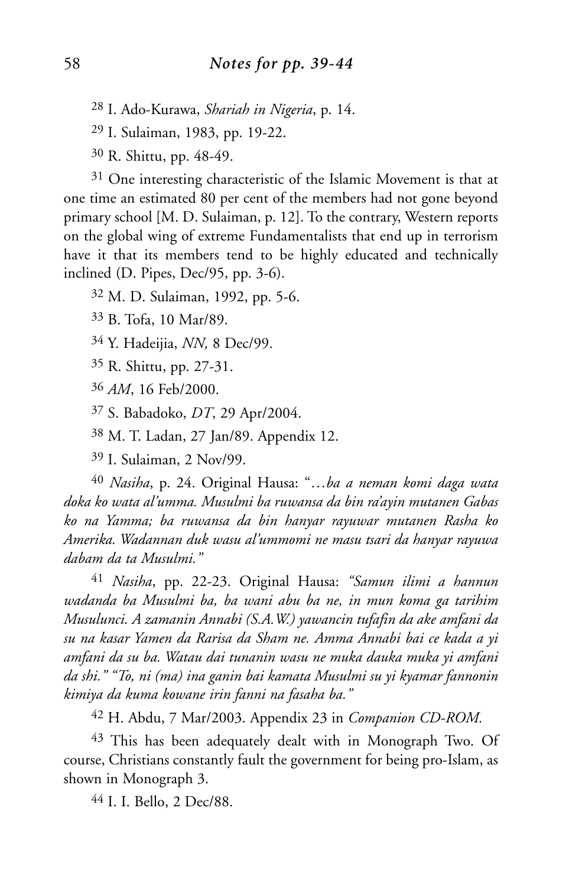## *Notes for pp. 39-44*

[28] I. Ado-Kurawa, *Shariah in Nigeria*, p. 14.

[29] I. Sulaiman, 1983, pp. 19-22.

[30] R. Shittu, pp. 48-49.

[31] One interesting characteristic of the Islamic Movement is that at one time an estimated 80 per cent of the members had not gone beyond primary school [M. D. Sulaiman, p. 12]. To the contrary, Western reports on the global wing of extreme Fundamentalists that end up in terrorism have it that its members tend to be highly educated and technically inclined (D. Pipes, Dec/95, pp. 3-6).

[32] M. D. Sulaiman, 1992, pp. 5-6.

[33] B. Tofa, 10 Mar/89.

[34] Y. Hadeijia, *NN,* 8 Dec/99.

[35] R. Shittu, pp. 27-31.

[36] *AM*, 16 Feb/2000.

[37] S. Babadoko, *DT*, 29 Apr/2004.

[38] M. T. Ladan, 27 Jan/89. Appendix 12.

[39] I. Sulaiman, 2 Nov/99.

[40] *Nasiha*, p. 24. Original Hausa: "…*ba a neman komi daga wata doka ko wata al'umma. Musulmi ba ruwansa da bin ra'ayin mutanen Gabas ko na Yamma; ba ruwansa da bin hanyar rayuwar mutanen Rasha ko Amerika. Wadannan duk wasu al'ummomi ne masu tsari da hanyar rayuwa dabam da ta Musulmi."*

[41] *Nasiha*, pp. 22-23. Original Hausa: *"Samun ilimi a hannun wadanda ba Musulmi ba, ba wani abu ba ne, in mun koma ga tarihim Musulunci. A zamanin Annabi (S.A.W.) yawancin tufafin da ake amfani da su na kasar Yamen da Rarisa da Sham ne. Amma Annabi bai ce kada a yi amfani da su ba. Watau dai tunanin wasu ne muka dauka muka yi amfani da shi." "To, ni (ma) ina ganin bai kamata Musulmi su yi kyamar fannonin kimiya da kuma kowane irin fanni na fasaha ba."*

[42] H. Abdu, 7 Mar/2003. Appendix 23 in *Companion CD-ROM.*

[43] This has been adequately dealt with in Monograph Two. Of course, Christians constantly fault the government for being pro-Islam, as shown in Monograph 3.

[44] I. I. Bello, 2 Dec/88.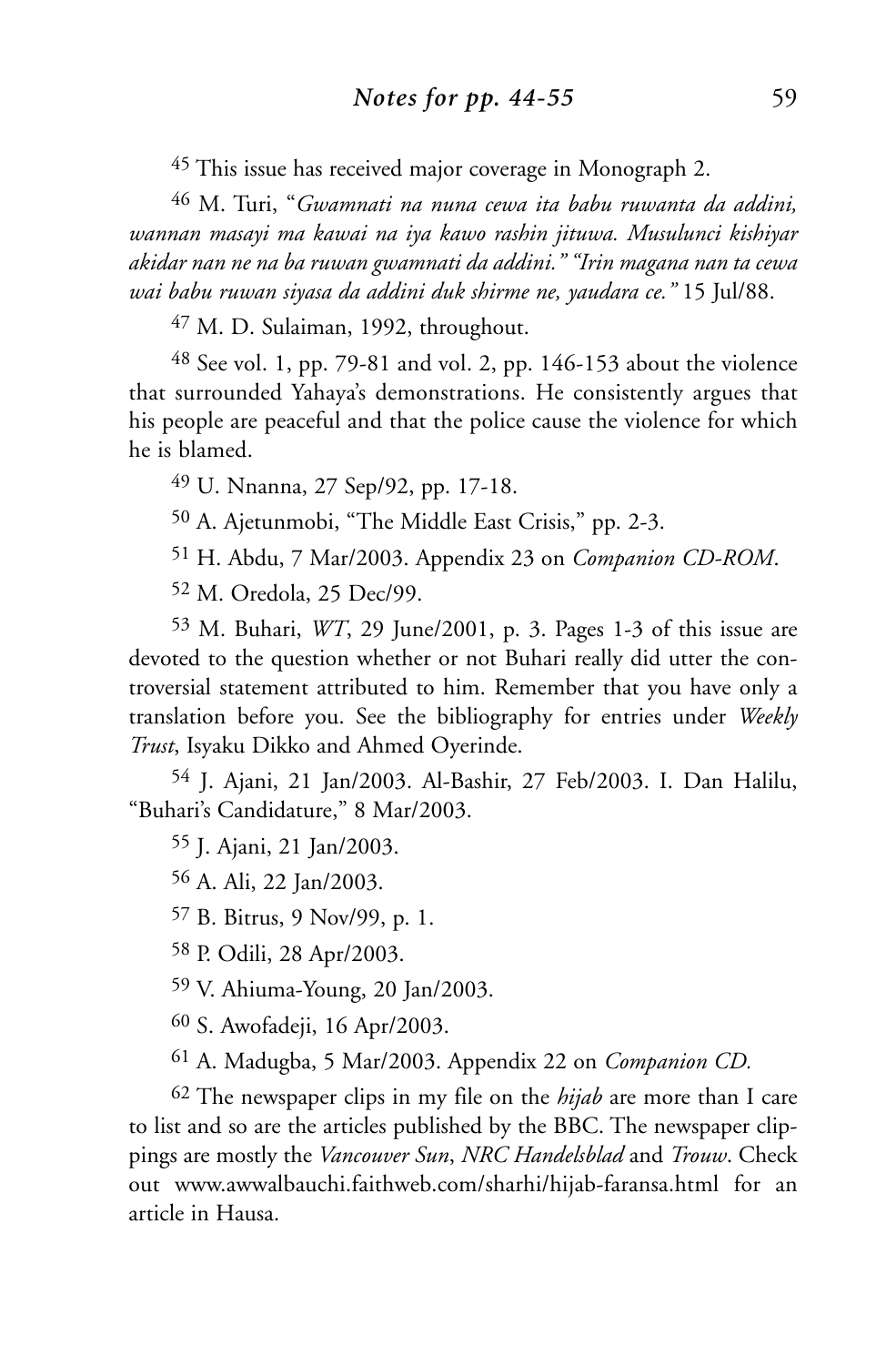45 This issue has received major coverage in Monograph 2.

46 M. Turi, "*Gwamnati na nuna cewa ita babu ruwanta da addini, wannan masayi ma kawai na iya kawo rashin jituwa. Musulunci kishiyar akidar nan ne na ba ruwan gwamnati da addini." "Irin magana nan ta cewa wai babu ruwan siyasa da addini duk shirme ne, yaudara ce."* 15 Jul/88.

47 M. D. Sulaiman, 1992, throughout.

48 See vol. 1, pp. 79-81 and vol. 2, pp. 146-153 about the violence that surrounded Yahaya's demonstrations. He consistently argues that his people are peaceful and that the police cause the violence for which he is blamed.

49 U. Nnanna, 27 Sep/92, pp. 17-18.

50 A. Ajetunmobi, "The Middle East Crisis," pp. 2-3.

51 H. Abdu, 7 Mar/2003. Appendix 23 on *Companion CD-ROM*.

52 M. Oredola, 25 Dec/99.

53 M. Buhari, *WT*, 29 June/2001, p. 3. Pages 1-3 of this issue are devoted to the question whether or not Buhari really did utter the controversial statement attributed to him. Remember that you have only a translation before you. See the bibliography for entries under *Weekly Trust*, Isyaku Dikko and Ahmed Oyerinde.

54 J. Ajani, 21 Jan/2003. Al-Bashir, 27 Feb/2003. I. Dan Halilu, "Buhari's Candidature," 8 Mar/2003.

55 J. Ajani, 21 Jan/2003.

56 A. Ali, 22 Jan/2003.

57 B. Bitrus, 9 Nov/99, p. 1.

58 P. Odili, 28 Apr/2003.

59 V. Ahiuma-Young, 20 Jan/2003.

60 S. Awofadeji, 16 Apr/2003.

61 A. Madugba, 5 Mar/2003. Appendix 22 on *Companion CD.*

62 The newspaper clips in my file on the *hijab* are more than I care to list and so are the articles published by the BBC. The newspaper clippings are mostly the *Vancouver Sun*, *NRC Handelsblad* and *Trouw*. Check out www.awwalbauchi.faithweb.com/sharhi/hijab-faransa.html for an article in Hausa.